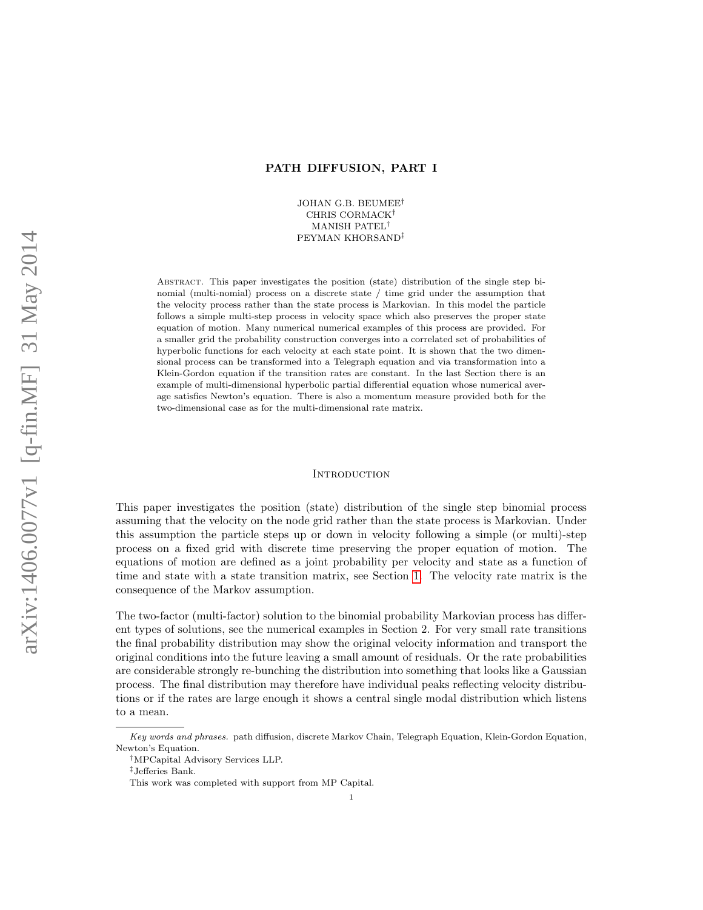# PATH DIFFUSION, PART I

JOHAN G.B. BEUMEE†
CHRIS CORMACK†
MANISH PATEL†
PEYMAN KHORSAND‡

Abstract. This paper investigates the position (state) distribution of the single step binomial (multi-nomial) process on a discrete state / time grid under the assumption that the velocity process rather than the state process is Markovian. In this model the particle follows a simple multi-step process in velocity space which also preserves the proper state equation of motion. Many numerical numerical examples of this process are provided. For a smaller grid the probability construction converges into a correlated set of probabilities of hyperbolic functions for each velocity at each state point. It is shown that the two dimensional process can be transformed into a Telegraph equation and via transformation into a Klein-Gordon equation if the transition rates are constant. In the last Section there is an example of multi-dimensional hyperbolic partial differential equation whose numerical average satisfies Newton's equation. There is also a momentum measure provided both for the two-dimensional case as for the multi-dimensional rate matrix.

## Introduction

This paper investigates the position (state) distribution of the single step binomial process assuming that the velocity on the node grid rather than the state process is Markovian. Under this assumption the particle steps up or down in velocity following a simple (or multi)-step process on a fixed grid with discrete time preserving the proper equation of motion. The equations of motion are defined as a joint probability per velocity and state as a function of time and state with a state transition matrix, see Section 1. The velocity rate matrix is the consequence of the Markov assumption.

The two-factor (multi-factor) solution to the binomial probability Markovian process has different types of solutions, see the numerical examples in Section 2. For very small rate transitions the final probability distribution may show the original velocity information and transport the original conditions into the future leaving a small amount of residuals. Or the rate probabilities are considerable strongly re-bunching the distribution into something that looks like a Gaussian process. The final distribution may therefore have individual peaks reflecting velocity distributions or if the rates are large enough it shows a central single modal distribution which listens to a mean.

---

*Key words and phrases.* path diffusion, discrete Markov Chain, Telegraph Equation, Klein-Gordon Equation, Newton's Equation.

†MPCapital Advisory Services LLP.

‡Jefferies Bank.

This work was completed with support from MP Capital.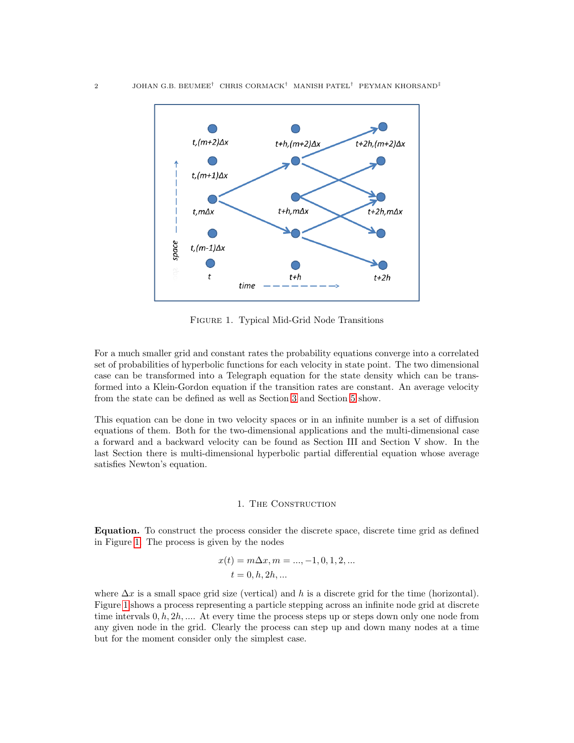FIGURE 1. Typical Mid-Grid Node Transitions

For a much smaller grid and constant rates the probability equations converge into a correlated set of probabilities of hyperbolic functions for each velocity in state point. The two dimensional case can be transformed into a Telegraph equation for the state density which can be transformed into a Klein-Gordon equation if the transition rates are constant. An average velocity from the state can be defined as well as Section 3 and Section 5 show.

This equation can be done in two velocity spaces or in an infinite number is a set of diffusion equations of them. Both for the two-dimensional applications and the multi-dimensional case a forward and a backward velocity can be found as Section III and Section V show. In the last Section there is multi-dimensional hyperbolic partial differential equation whose average satisfies Newton's equation.

## 1. The Construction

**Equation.** To construct the process consider the discrete space, discrete time grid as defined in Figure 1. The process is given by the nodes

$$x(t) = m\Delta x, m = ..., -1, 0, 1, 2, ...$$
$$t = 0, h, 2h, ...$$

where $\Delta x$ is a small space grid size (vertical) and $h$ is a discrete grid for the time (horizontal). Figure 1 shows a process representing a particle stepping across an infinite node grid at discrete time intervals $0, h, 2h, ....$ At every time the process steps up or steps down only one node from any given node in the grid. Clearly the process can step up and down many nodes at a time but for the moment consider only the simplest case.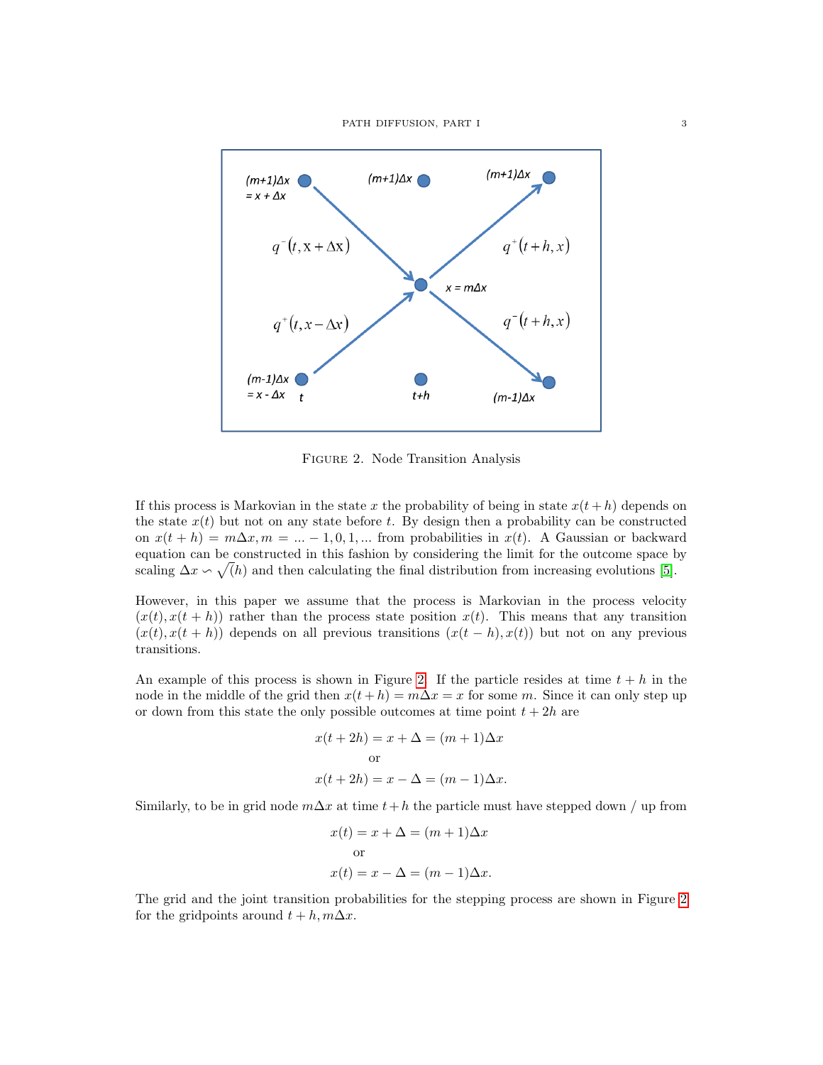FIGURE 2. Node Transition Analysis

If this process is Markovian in the state $x$ the probability of being in state $x(t+h)$ depends on the state $x(t)$ but not on any state before $t$. By design then a probability can be constructed on $x(t+h) = m\Delta x, m = ... -1, 0, 1, ...$ from probabilities in $x(t)$. A Gaussian or backward equation can be constructed in this fashion by considering the limit for the outcome space by scaling $\Delta x \backsim \sqrt(h)$ and then calculating the final distribution from increasing evolutions [5].

However, in this paper we assume that the process is Markovian in the process velocity $(x(t), x(t+h))$ rather than the process state position $x(t)$. This means that any transition $(x(t), x(t+h))$ depends on all previous transitions $(x(t-h), x(t))$ but not on any previous transitions.

An example of this process is shown in Figure 2. If the particle resides at time $t+h$ in the node in the middle of the grid then $x(t+h) = m\Delta x = x$ for some $m$. Since it can only step up or down from this state the only possible outcomes at time point $t+2h$ are

$$x(t+2h) = x + \Delta = (m+1)\Delta x$$
$$\text{or}$$
$$x(t+2h) = x - \Delta = (m-1)\Delta x.$$

Similarly, to be in grid node $m\Delta x$ at time $t+h$ the particle must have stepped down / up from

$$x(t) = x + \Delta = (m+1)\Delta x$$
$$\text{or}$$
$$x(t) = x - \Delta = (m-1)\Delta x.$$

The grid and the joint transition probabilities for the stepping process are shown in Figure 2 for the gridpoints around $t+h, m\Delta x$.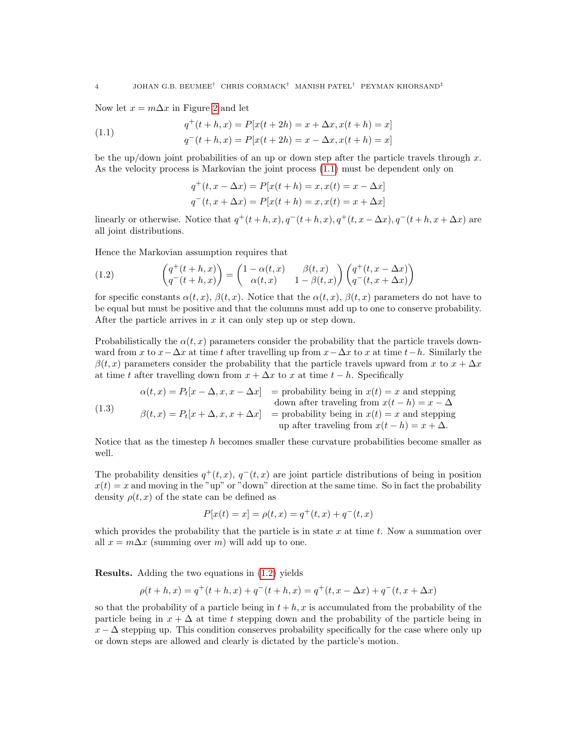Now let $x = m\Delta x$ in Figure 2 and let

$$
\begin{aligned}
q^+(t+h, x) &= P[x(t+2h) = x + \Delta x, x(t+h) = x] \\
q^-(t+h, x) &= P[x(t+2h) = x - \Delta x, x(t+h) = x]
\end{aligned}
\tag{1.1}
$$

be the up/down joint probabilities of an up or down step after the particle travels through $x$. As the velocity process is Markovian the joint process (1.1) must be dependent only on

$$
\begin{aligned}
q^+(t, x - \Delta x) &= P[x(t+h) = x, x(t) = x - \Delta x] \\
q^-(t, x + \Delta x) &= P[x(t+h) = x, x(t) = x + \Delta x]
\end{aligned}
$$

linearly or otherwise. Notice that $q^+(t+h, x), q^-(t+h, x), q^+(t, x - \Delta x), q^-(t+h, x + \Delta x)$ are all joint distributions.

Hence the Markovian assumption requires that

$$
\begin{pmatrix} q^+(t+h, x) \\ q^-(t+h, x) \end{pmatrix} = \begin{pmatrix} 1 - \alpha(t, x) & \beta(t, x) \\ \alpha(t, x) & 1 - \beta(t, x) \end{pmatrix} \begin{pmatrix} q^+(t, x - \Delta x) \\ q^-(t, x + \Delta x) \end{pmatrix}
\tag{1.2}
$$

for specific constants $\alpha(t, x)$, $\beta(t, x)$. Notice that the $\alpha(t, x)$, $\beta(t, x)$ parameters do not have to be equal but must be positive and that the columns must add up to one to conserve probability. After the particle arrives in $x$ it can only step up or step down.

Probabilistically the $\alpha(t, x)$ parameters consider the probability that the particle travels downward from $x$ to $x - \Delta x$ at time $t$ after travelling up from $x - \Delta x$ to $x$ at time $t - h$. Similarly the $\beta(t, x)$ parameters consider the probability that the particle travels upward from $x$ to $x + \Delta x$ at time $t$ after travelling down from $x + \Delta x$ to $x$ at time $t - h$. Specifically

$$
\begin{aligned}
\alpha(t, x) = P_t[x - \Delta, x, x - \Delta x] \quad &= \text{probability being in } x(t) = x \text{ and stepping} \\
&\quad\ \text{down after traveling from } x(t-h) = x - \Delta \\
\beta(t, x) = P_t[x + \Delta, x, x + \Delta x] \quad &= \text{probability being in } x(t) = x \text{ and stepping} \\
&\quad\ \text{up after traveling from } x(t-h) = x + \Delta.
\end{aligned}
\tag{1.3}
$$

Notice that as the timestep $h$ becomes smaller these curvature probabilities become smaller as well.

The probability densities $q^+(t, x)$, $q^-(t, x)$ are joint particle distributions of being in position $x(t) = x$ and moving in the "up" or "down" direction at the same time. So in fact the probability density $\rho(t, x)$ of the state can be defined as

$$
P[x(t) = x] = \rho(t, x) = q^+(t, x) + q^-(t, x)
$$

which provides the probability that the particle is in state $x$ at time $t$. Now a summation over all $x = m\Delta x$ (summing over $m$) will add up to one.

**Results.** Adding the two equations in (1.2) yields

$$
\rho(t+h, x) = q^+(t+h, x) + q^-(t+h, x) = q^+(t, x - \Delta x) + q^-(t, x + \Delta x)
$$

so that the probability of a particle being in $t + h, x$ is accumulated from the probability of the particle being in $x + \Delta$ at time $t$ stepping down and the probability of the particle being in $x - \Delta$ stepping up. This condition conserves probability specifically for the case where only up or down steps are allowed and clearly is dictated by the particle's motion.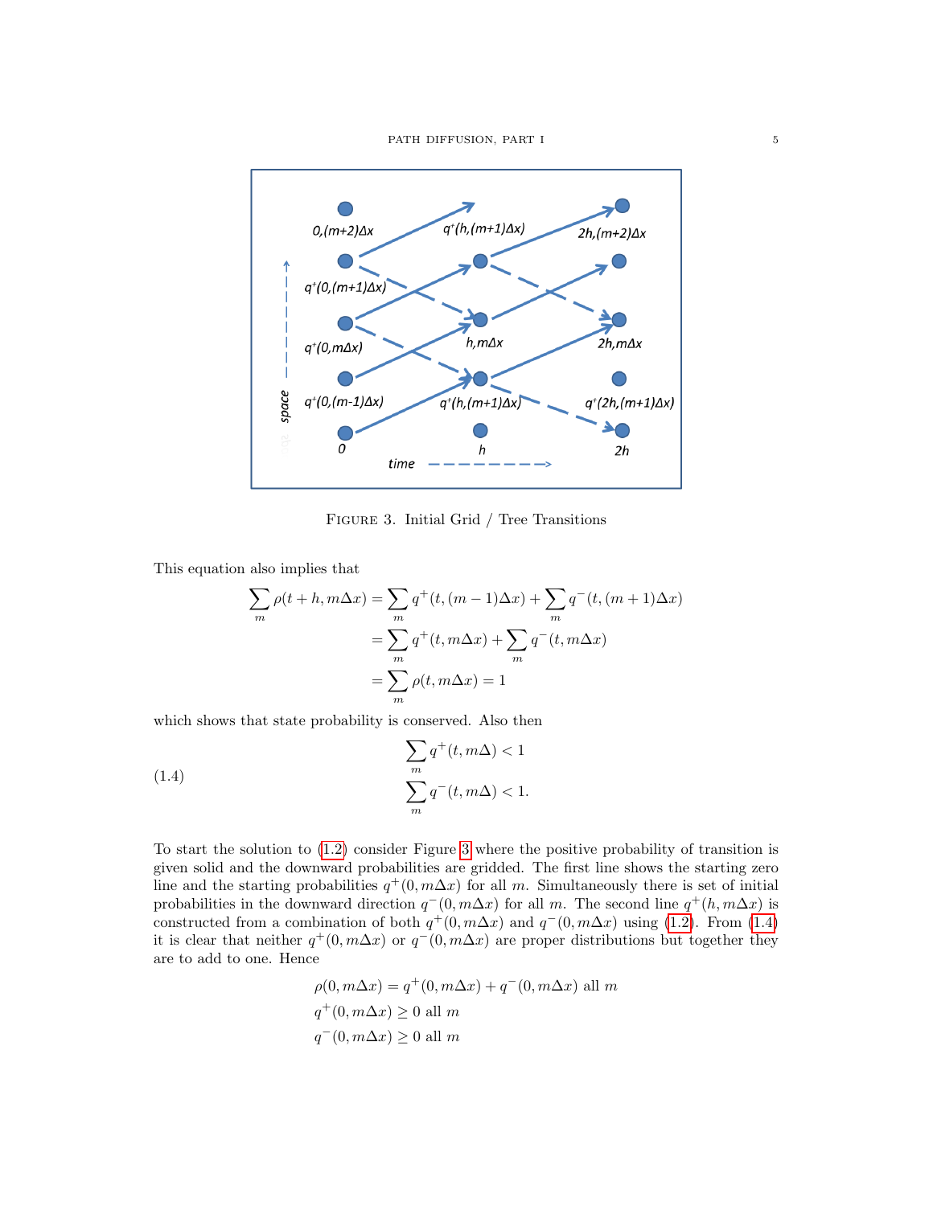FIGURE 3. Initial Grid / Tree Transitions

This equation also implies that

$$
\begin{aligned}
\sum_m \rho(t+h, m\Delta x) &= \sum_m q^+(t, (m-1)\Delta x) + \sum_m q^-(t, (m+1)\Delta x) \\
&= \sum_m q^+(t, m\Delta x) + \sum_m q^-(t, m\Delta x) \\
&= \sum_m \rho(t, m\Delta x) = 1
\end{aligned}
$$

which shows that state probability is conserved. Also then

$$
\begin{aligned}
&\sum_m q^+(t, m\Delta) < 1 \\
&\sum_m q^-(t, m\Delta) < 1.
\end{aligned}
\tag{1.4}
$$

To start the solution to (1.2) consider Figure 3 where the positive probability of transition is given solid and the downward probabilities are gridded. The first line shows the starting zero line and the starting probabilities $q^+(0, m\Delta x)$ for all $m$. Simultaneously there is set of initial probabilities in the downward direction $q^-(0, m\Delta x)$ for all $m$. The second line $q^+(h, m\Delta x)$ is constructed from a combination of both $q^+(0, m\Delta x)$ and $q^-(0, m\Delta x)$ using (1.2). From (1.4) it is clear that neither $q^+(0, m\Delta x)$ or $q^-(0, m\Delta x)$ are proper distributions but together they are to add to one. Hence

$$
\begin{aligned}
&\rho(0, m\Delta x) = q^+(0, m\Delta x) + q^-(0, m\Delta x) \text{ all } m \\
&q^+(0, m\Delta x) \geq 0 \text{ all } m \\
&q^-(0, m\Delta x) \geq 0 \text{ all } m
\end{aligned}
$$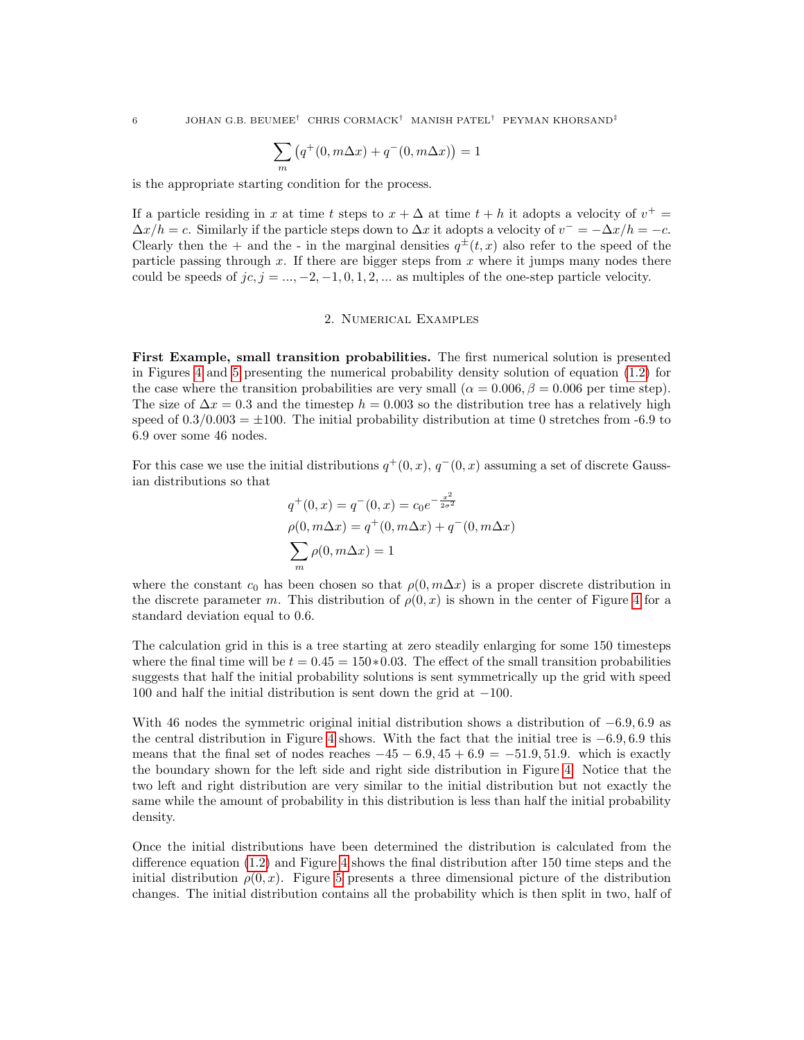$$\sum_m \left(q^+(0, m\Delta x) + q^-(0, m\Delta x)\right) = 1$$

is the appropriate starting condition for the process.

If a particle residing in $x$ at time $t$ steps to $x + \Delta$ at time $t + h$ it adopts a velocity of $v^+ = \Delta x/h = c$. Similarly if the particle steps down to $\Delta x$ it adopts a velocity of $v^- = -\Delta x/h = -c$. Clearly then the + and the - in the marginal densities $q^{\pm}(t, x)$ also refer to the speed of the particle passing through $x$. If there are bigger steps from $x$ where it jumps many nodes there could be speeds of $jc, j = ..., -2, -1, 0, 1, 2, ...$ as multiples of the one-step particle velocity.

## 2. Numerical Examples

**First Example, small transition probabilities.** The first numerical solution is presented in Figures 4 and 5 presenting the numerical probability density solution of equation (1.2) for the case where the transition probabilities are very small ($\alpha = 0.006, \beta = 0.006$ per time step). The size of $\Delta x = 0.3$ and the timestep $h = 0.003$ so the distribution tree has a relatively high speed of $0.3/0.003 = \pm 100$. The initial probability distribution at time 0 stretches from -6.9 to 6.9 over some 46 nodes.

For this case we use the initial distributions $q^+(0, x)$, $q^-(0, x)$ assuming a set of discrete Gaussian distributions so that

$$q^+(0, x) = q^-(0, x) = c_0 e^{-\frac{x^2}{2\sigma^2}}$$
$$\rho(0, m\Delta x) = q^+(0, m\Delta x) + q^-(0, m\Delta x)$$
$$\sum_m \rho(0, m\Delta x) = 1$$

where the constant $c_0$ has been chosen so that $\rho(0, m\Delta x)$ is a proper discrete distribution in the discrete parameter $m$. This distribution of $\rho(0, x)$ is shown in the center of Figure 4 for a standard deviation equal to 0.6.

The calculation grid in this is a tree starting at zero steadily enlarging for some 150 timesteps where the final time will be $t = 0.45 = 150 * 0.03$. The effect of the small transition probabilities suggests that half the initial probability solutions is sent symmetrically up the grid with speed 100 and half the initial distribution is sent down the grid at $-100$.

With 46 nodes the symmetric original initial distribution shows a distribution of $-6.9, 6.9$ as the central distribution in Figure 4 shows. With the fact that the initial tree is $-6.9, 6.9$ this means that the final set of nodes reaches $-45 - 6.9, 45 + 6.9 = -51.9, 51.9$. which is exactly the boundary shown for the left side and right side distribution in Figure 4. Notice that the two left and right distribution are very similar to the initial distribution but not exactly the same while the amount of probability in this distribution is less than half the initial probability density.

Once the initial distributions have been determined the distribution is calculated from the difference equation (1.2) and Figure 4 shows the final distribution after 150 time steps and the initial distribution $\rho(0, x)$. Figure 5 presents a three dimensional picture of the distribution changes. The initial distribution contains all the probability which is then split in two, half of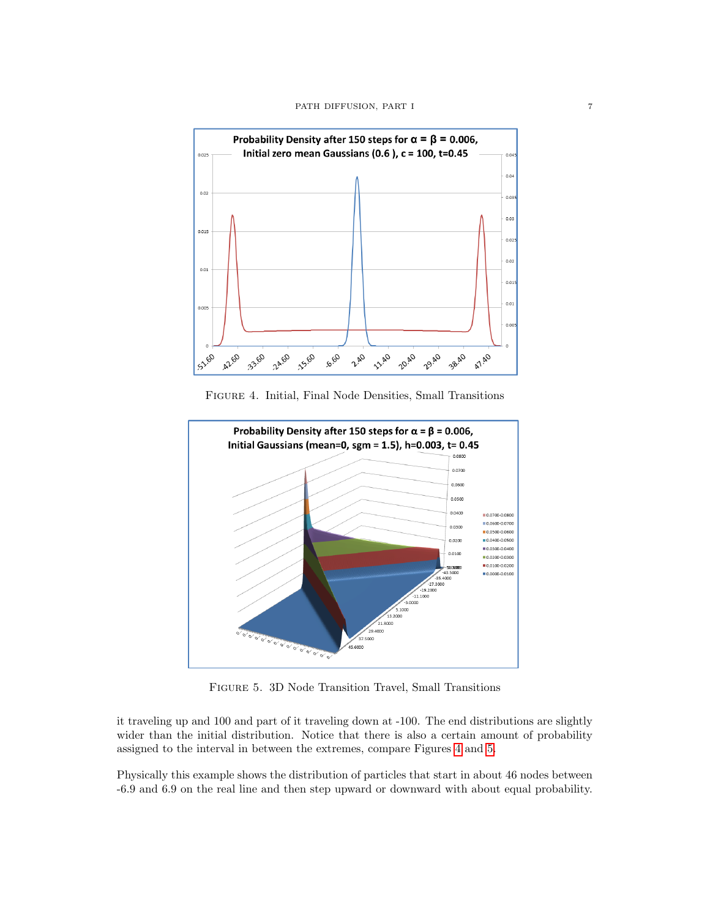FIGURE 4. Initial, Final Node Densities, Small Transitions

FIGURE 5. 3D Node Transition Travel, Small Transitions

it traveling up and 100 and part of it traveling down at -100. The end distributions are slightly wider than the initial distribution. Notice that there is also a certain amount of probability assigned to the interval in between the extremes, compare Figures 4 and 5.

Physically this example shows the distribution of particles that start in about 46 nodes between -6.9 and 6.9 on the real line and then step upward or downward with about equal probability.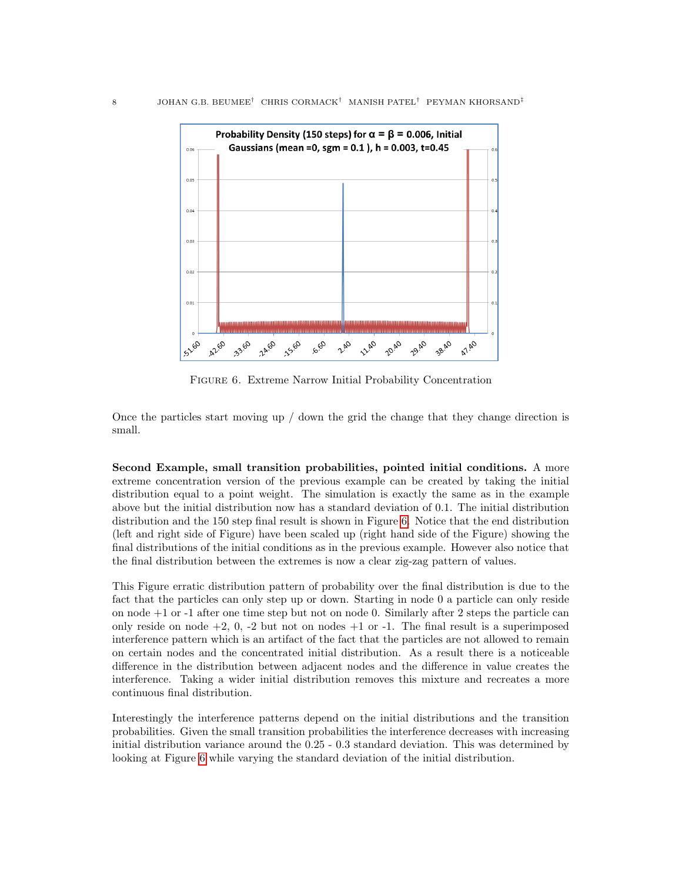FIGURE 6. Extreme Narrow Initial Probability Concentration

Once the particles start moving up / down the grid the change that they change direction is small.

**Second Example, small transition probabilities, pointed initial conditions.** A more extreme concentration version of the previous example can be created by taking the initial distribution equal to a point weight. The simulation is exactly the same as in the example above but the initial distribution now has a standard deviation of 0.1. The initial distribution distribution and the 150 step final result is shown in Figure 6. Notice that the end distribution (left and right side of Figure) have been scaled up (right hand side of the Figure) showing the final distributions of the initial conditions as in the previous example. However also notice that the final distribution between the extremes is now a clear zig-zag pattern of values.

This Figure erratic distribution pattern of probability over the final distribution is due to the fact that the particles can only step up or down. Starting in node 0 a particle can only reside on node +1 or -1 after one time step but not on node 0. Similarly after 2 steps the particle can only reside on node +2, 0, -2 but not on nodes +1 or -1. The final result is a superimposed interference pattern which is an artifact of the fact that the particles are not allowed to remain on certain nodes and the concentrated initial distribution. As a result there is a noticeable difference in the distribution between adjacent nodes and the difference in value creates the interference. Taking a wider initial distribution removes this mixture and recreates a more continuous final distribution.

Interestingly the interference patterns depend on the initial distributions and the transition probabilities. Given the small transition probabilities the interference decreases with increasing initial distribution variance around the 0.25 - 0.3 standard deviation. This was determined by looking at Figure 6 while varying the standard deviation of the initial distribution.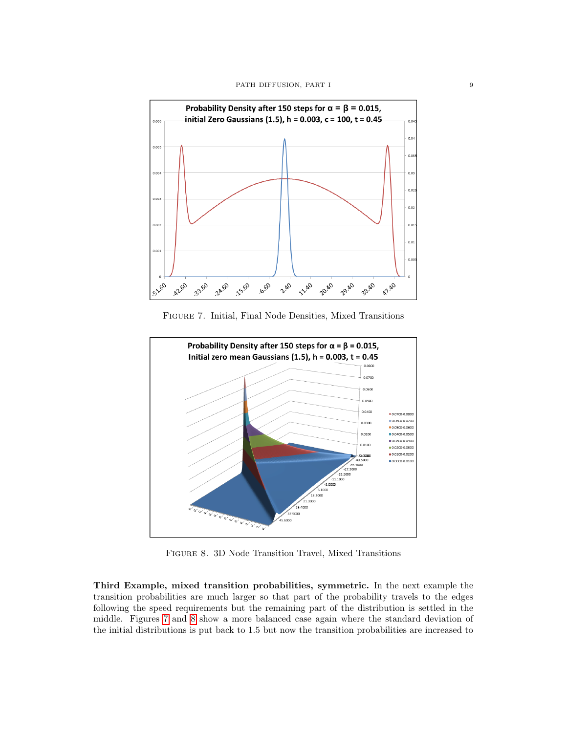Figure 7. Initial, Final Node Densities, Mixed Transitions

Figure 8. 3D Node Transition Travel, Mixed Transitions

**Third Example, mixed transition probabilities, symmetric.** In the next example the transition probabilities are much larger so that part of the probability travels to the edges following the speed requirements but the remaining part of the distribution is settled in the middle. Figures 7 and 8 show a more balanced case again where the standard deviation of the initial distributions is put back to 1.5 but now the transition probabilities are increased to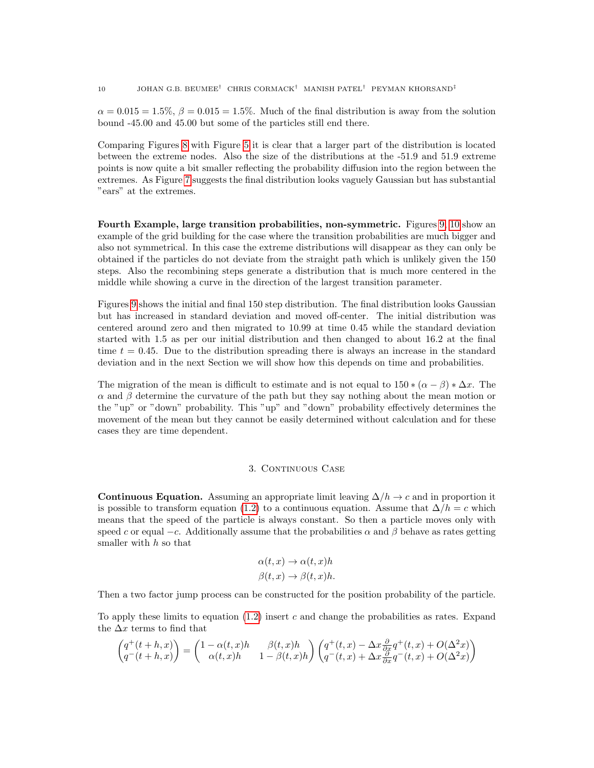$\alpha = 0.015 = 1.5\%$, $\beta = 0.015 = 1.5\%$. Much of the final distribution is away from the solution bound -45.00 and 45.00 but some of the particles still end there.

Comparing Figures 8 with Figure 5 it is clear that a larger part of the distribution is located between the extreme nodes. Also the size of the distributions at the -51.9 and 51.9 extreme points is now quite a bit smaller reflecting the probability diffusion into the region between the extremes. As Figure 7 suggests the final distribution looks vaguely Gaussian but has substantial "ears" at the extremes.

**Fourth Example, large transition probabilities, non-symmetric.** Figures 9, 10 show an example of the grid building for the case where the transition probabilities are much bigger and also not symmetrical. In this case the extreme distributions will disappear as they can only be obtained if the particles do not deviate from the straight path which is unlikely given the 150 steps. Also the recombining steps generate a distribution that is much more centered in the middle while showing a curve in the direction of the largest transition parameter.

Figures 9 shows the initial and final 150 step distribution. The final distribution looks Gaussian but has increased in standard deviation and moved off-center. The initial distribution was centered around zero and then migrated to 10.99 at time 0.45 while the standard deviation started with 1.5 as per our initial distribution and then changed to about 16.2 at the final time $t = 0.45$. Due to the distribution spreading there is always an increase in the standard deviation and in the next Section we will show how this depends on time and probabilities.

The migration of the mean is difficult to estimate and is not equal to $150 * (\alpha - \beta) * \Delta x$. The $\alpha$ and $\beta$ determine the curvature of the path but they say nothing about the mean motion or the "up" or "down" probability. This "up" and "down" probability effectively determines the movement of the mean but they cannot be easily determined without calculation and for these cases they are time dependent.

## 3. Continuous Case

**Continuous Equation.** Assuming an appropriate limit leaving $\Delta/h \to c$ and in proportion it is possible to transform equation (1.2) to a continuous equation. Assume that $\Delta/h = c$ which means that the speed of the particle is always constant. So then a particle moves only with speed $c$ or equal $-c$. Additionally assume that the probabilities $\alpha$ and $\beta$ behave as rates getting smaller with $h$ so that

$$
\begin{aligned}
\alpha(t, x) &\to \alpha(t, x)h \\
\beta(t, x) &\to \beta(t, x)h.
\end{aligned}
$$

Then a two factor jump process can be constructed for the position probability of the particle.

To apply these limits to equation (1.2) insert $c$ and change the probabilities as rates. Expand the $\Delta x$ terms to find that

$$
\begin{pmatrix} q^+(t+h, x) \\ q^-(t+h, x) \end{pmatrix} = \begin{pmatrix} 1 - \alpha(t, x)h & \beta(t, x)h \\ \alpha(t, x)h & 1 - \beta(t, x)h \end{pmatrix} \begin{pmatrix} q^+(t, x) - \Delta x \frac{\partial}{\partial x} q^+(t, x) + O(\Delta^2 x) \\ q^-(t, x) + \Delta x \frac{\partial}{\partial x} q^-(t, x) + O(\Delta^2 x) \end{pmatrix}
$$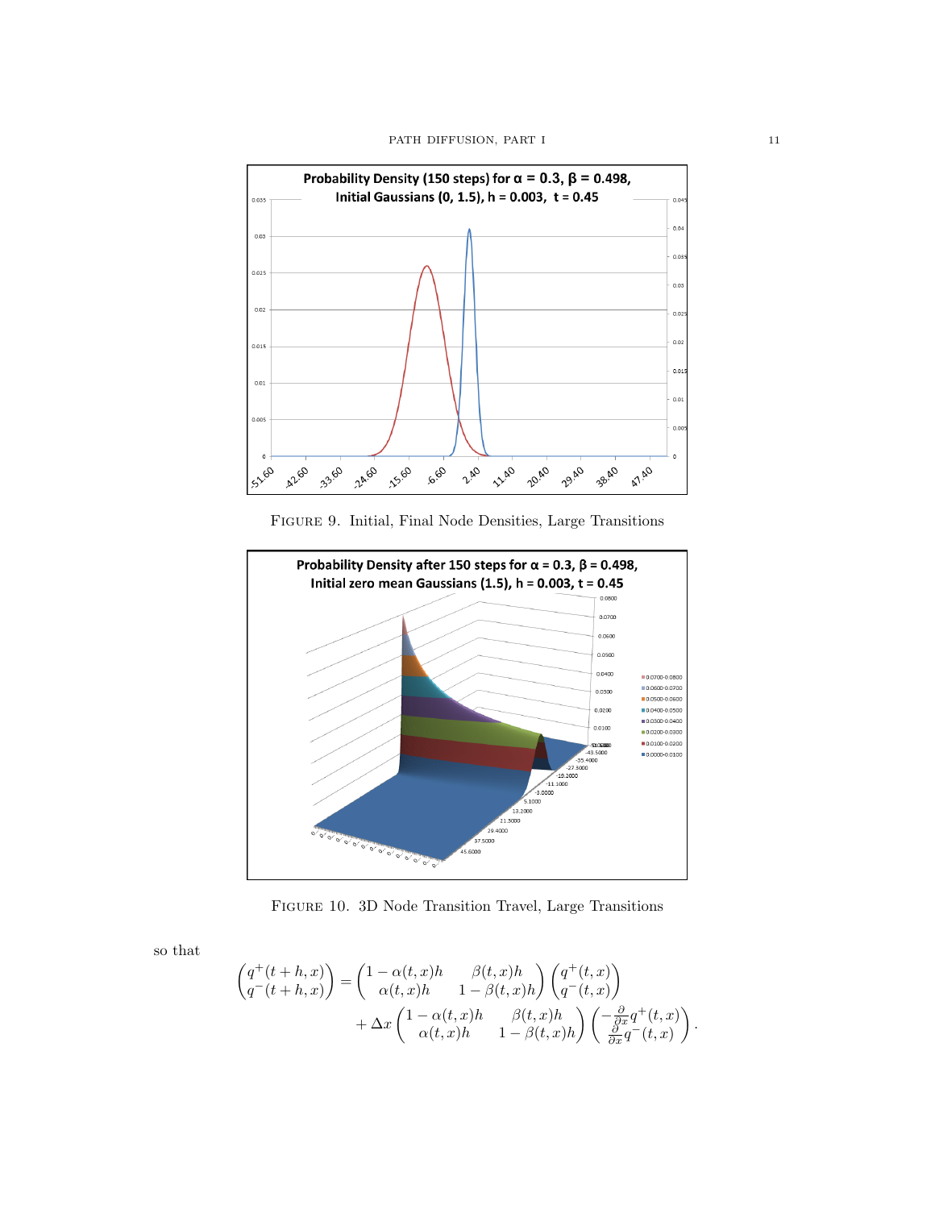FIGURE 9. Initial, Final Node Densities, Large Transitions

FIGURE 10. 3D Node Transition Travel, Large Transitions

so that

$$\begin{pmatrix} q^+(t+h,x) \\ q^-(t+h,x) \end{pmatrix} = \begin{pmatrix} 1-\alpha(t,x)h & \beta(t,x)h \\ \alpha(t,x)h & 1-\beta(t,x)h \end{pmatrix} \begin{pmatrix} q^+(t,x) \\ q^-(t,x) \end{pmatrix} + \Delta x \begin{pmatrix} 1-\alpha(t,x)h & \beta(t,x)h \\ \alpha(t,x)h & 1-\beta(t,x)h \end{pmatrix} \begin{pmatrix} -\frac{\partial}{\partial x} q^+(t,x) \\ \frac{\partial}{\partial x} q^-(t,x) \end{pmatrix}.$$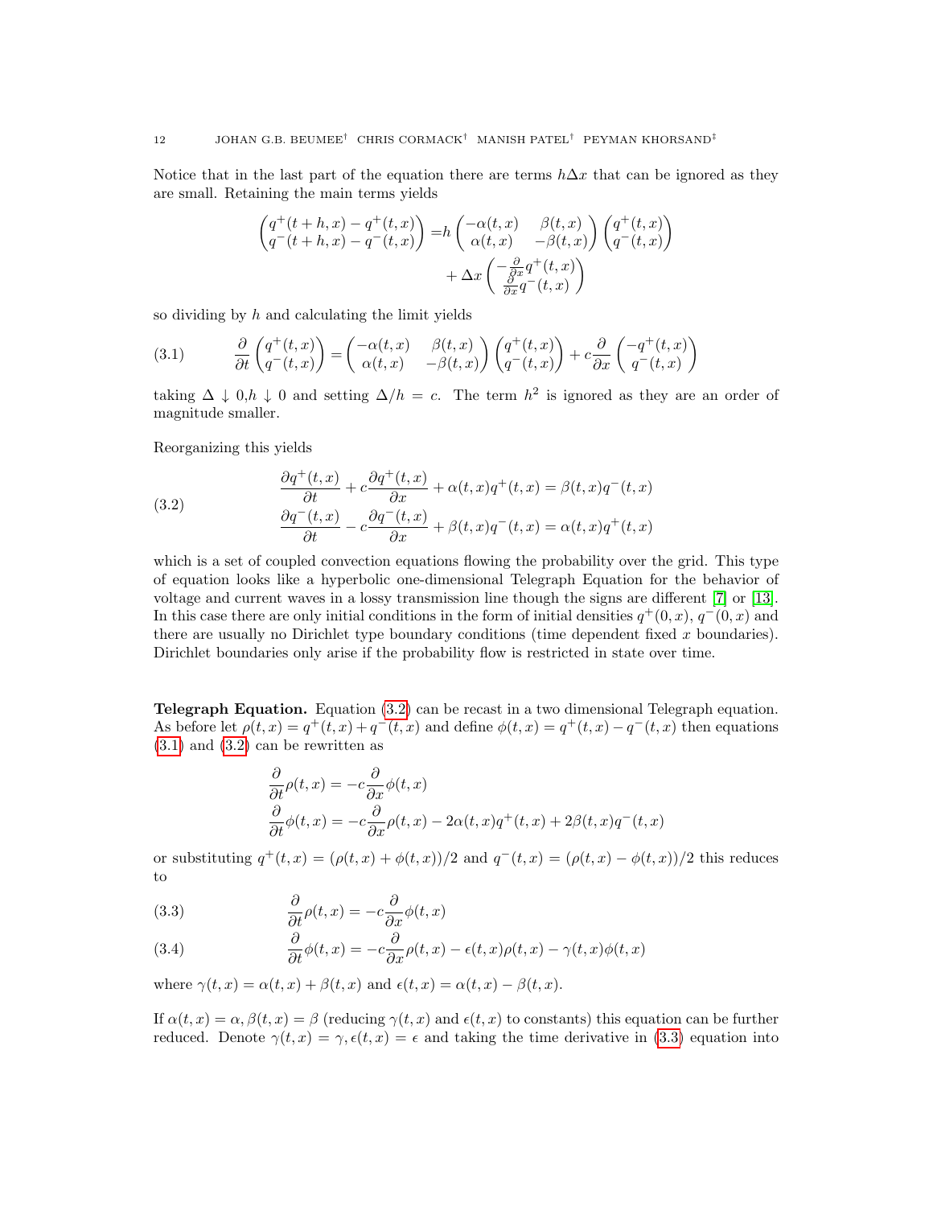Notice that in the last part of the equation there are terms $h\Delta x$ that can be ignored as they are small. Retaining the main terms yields

$$
\begin{aligned}
\begin{pmatrix} q^+(t+h,x) - q^+(t,x) \\ q^-(t+h,x) - q^-(t,x) \end{pmatrix} =& h \begin{pmatrix} -\alpha(t,x) & \beta(t,x) \\ \alpha(t,x) & -\beta(t,x) \end{pmatrix} \begin{pmatrix} q^+(t,x) \\ q^-(t,x) \end{pmatrix} \\
&+ \Delta x \begin{pmatrix} -\frac{\partial}{\partial x} q^+(t,x) \\ \frac{\partial}{\partial x} q^-(t,x) \end{pmatrix}
\end{aligned}
$$

so dividing by $h$ and calculating the limit yields

$$
\frac{\partial}{\partial t} \begin{pmatrix} q^+(t,x) \\ q^-(t,x) \end{pmatrix} = \begin{pmatrix} -\alpha(t,x) & \beta(t,x) \\ \alpha(t,x) & -\beta(t,x) \end{pmatrix} \begin{pmatrix} q^+(t,x) \\ q^-(t,x) \end{pmatrix} + c \frac{\partial}{\partial x} \begin{pmatrix} -q^+(t,x) \\ q^-(t,x) \end{pmatrix} \tag{3.1}
$$

taking $\Delta \downarrow 0, h \downarrow 0$ and setting $\Delta/h = c$. The term $h^2$ is ignored as they are an order of magnitude smaller.

Reorganizing this yields

$$
\begin{aligned}
\frac{\partial q^+(t,x)}{\partial t} + c\frac{\partial q^+(t,x)}{\partial x} + \alpha(t,x) q^+(t,x) &= \beta(t,x) q^-(t,x) \\
\frac{\partial q^-(t,x)}{\partial t} - c\frac{\partial q^-(t,x)}{\partial x} + \beta(t,x) q^-(t,x) &= \alpha(t,x) q^+(t,x)
\end{aligned} \tag{3.2}
$$

which is a set of coupled convection equations flowing the probability over the grid. This type of equation looks like a hyperbolic one-dimensional Telegraph Equation for the behavior of voltage and current waves in a lossy transmission line though the signs are different [7] or [13]. In this case there are only initial conditions in the form of initial densities $q^+(0,x)$, $q^-(0,x)$ and there are usually no Dirichlet type boundary conditions (time dependent fixed $x$ boundaries). Dirichlet boundaries only arise if the probability flow is restricted in state over time.

**Telegraph Equation.** Equation (3.2) can be recast in a two dimensional Telegraph equation. As before let $\rho(t,x) = q^+(t,x) + q^-(t,x)$ and define $\phi(t,x) = q^+(t,x) - q^-(t,x)$ then equations (3.1) and (3.2) can be rewritten as

$$
\begin{aligned}
\frac{\partial}{\partial t}\rho(t,x) &= -c\frac{\partial}{\partial x}\phi(t,x) \\
\frac{\partial}{\partial t}\phi(t,x) &= -c\frac{\partial}{\partial x}\rho(t,x) - 2\alpha(t,x)q^+(t,x) + 2\beta(t,x)q^-(t,x)
\end{aligned}
$$

or substituting $q^+(t,x) = (\rho(t,x) + \phi(t,x))/2$ and $q^-(t,x) = (\rho(t,x) - \phi(t,x))/2$ this reduces to

$$
\frac{\partial}{\partial t}\rho(t,x) = -c\frac{\partial}{\partial x}\phi(t,x) \tag{3.3}
$$

$$
\frac{\partial}{\partial t}\phi(t,x) = -c\frac{\partial}{\partial x}\rho(t,x) - \epsilon(t,x)\rho(t,x) - \gamma(t,x)\phi(t,x) \tag{3.4}
$$

where $\gamma(t,x) = \alpha(t,x) + \beta(t,x)$ and $\epsilon(t,x) = \alpha(t,x) - \beta(t,x)$.

If $\alpha(t,x) = \alpha, \beta(t,x) = \beta$ (reducing $\gamma(t,x)$ and $\epsilon(t,x)$ to constants) this equation can be further reduced. Denote $\gamma(t,x) = \gamma, \epsilon(t,x) = \epsilon$ and taking the time derivative in (3.3) equation into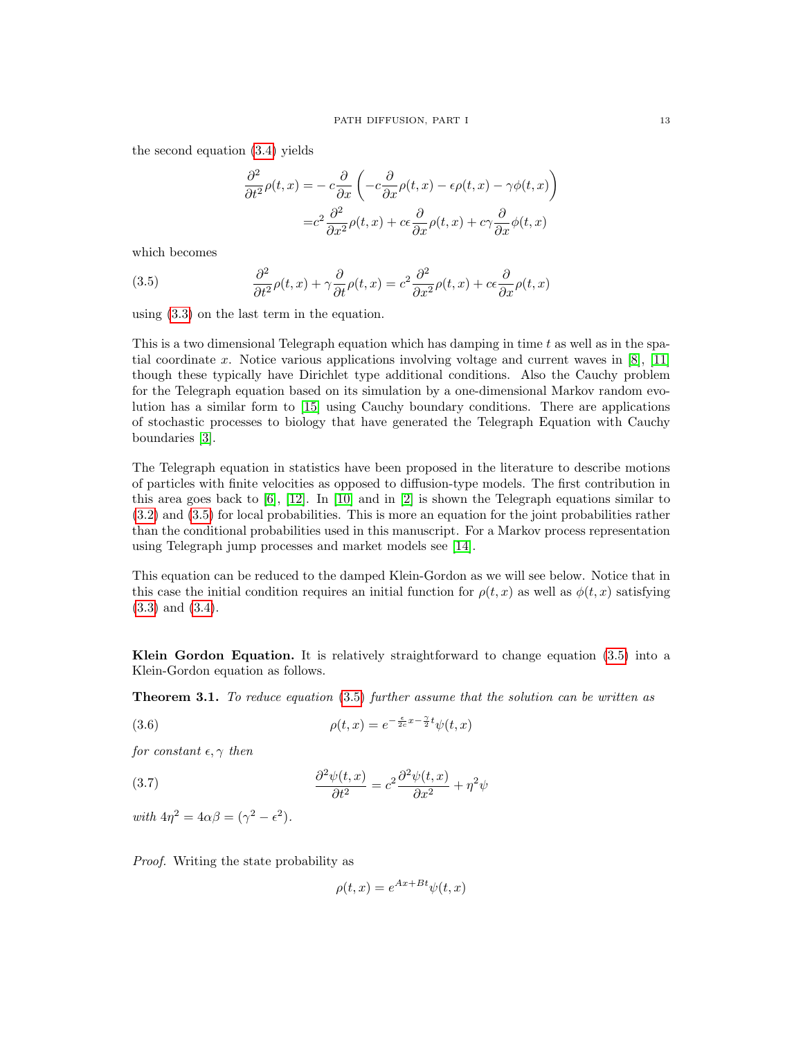the second equation (3.4) yields

$$
\begin{aligned}
\frac{\partial^2}{\partial t^2}\rho(t,x) =& -c\frac{\partial}{\partial x}\left(-c\frac{\partial}{\partial x}\rho(t,x) - \epsilon\rho(t,x) - \gamma\phi(t,x)\right) \\
=& c^2\frac{\partial^2}{\partial x^2}\rho(t,x) + c\epsilon\frac{\partial}{\partial x}\rho(t,x) + c\gamma\frac{\partial}{\partial x}\phi(t,x)
\end{aligned}
$$

which becomes

$$
\frac{\partial^2}{\partial t^2}\rho(t,x) + \gamma\frac{\partial}{\partial t}\rho(t,x) = c^2\frac{\partial^2}{\partial x^2}\rho(t,x) + c\epsilon\frac{\partial}{\partial x}\rho(t,x) \tag{3.5}
$$

using (3.3) on the last term in the equation.

This is a two dimensional Telegraph equation which has damping in time $t$ as well as in the spatial coordinate $x$. Notice various applications involving voltage and current waves in [8], [11] though these typically have Dirichlet type additional conditions. Also the Cauchy problem for the Telegraph equation based on its simulation by a one-dimensional Markov random evolution has a similar form to [15] using Cauchy boundary conditions. There are applications of stochastic processes to biology that have generated the Telegraph Equation with Cauchy boundaries [3].

The Telegraph equation in statistics have been proposed in the literature to describe motions of particles with finite velocities as opposed to diffusion-type models. The first contribution in this area goes back to [6], [12]. In [10] and in [2] is shown the Telegraph equations similar to (3.2) and (3.5) for local probabilities. This is more an equation for the joint probabilities rather than the conditional probabilities used in this manuscript. For a Markov process representation using Telegraph jump processes and market models see [14].

This equation can be reduced to the damped Klein-Gordon as we will see below. Notice that in this case the initial condition requires an initial function for $\rho(t,x)$ as well as $\phi(t,x)$ satisfying (3.3) and (3.4).

**Klein Gordon Equation.** It is relatively straightforward to change equation (3.5) into a Klein-Gordon equation as follows.

**Theorem 3.1.** *To reduce equation (3.5) further assume that the solution can be written as*

$$
\rho(t,x) = e^{-\frac{\epsilon}{2c}x - \frac{\gamma}{2}t}\psi(t,x) \tag{3.6}
$$

*for constant $\epsilon, \gamma$ then*

$$
\frac{\partial^2\psi(t,x)}{\partial t^2} = c^2\frac{\partial^2\psi(t,x)}{\partial x^2} + \eta^2\psi \tag{3.7}
$$

*with $4\eta^2 = 4\alpha\beta = (\gamma^2 - \epsilon^2)$.*

*Proof.* Writing the state probability as

$$
\rho(t,x) = e^{Ax+Bt}\psi(t,x)
$$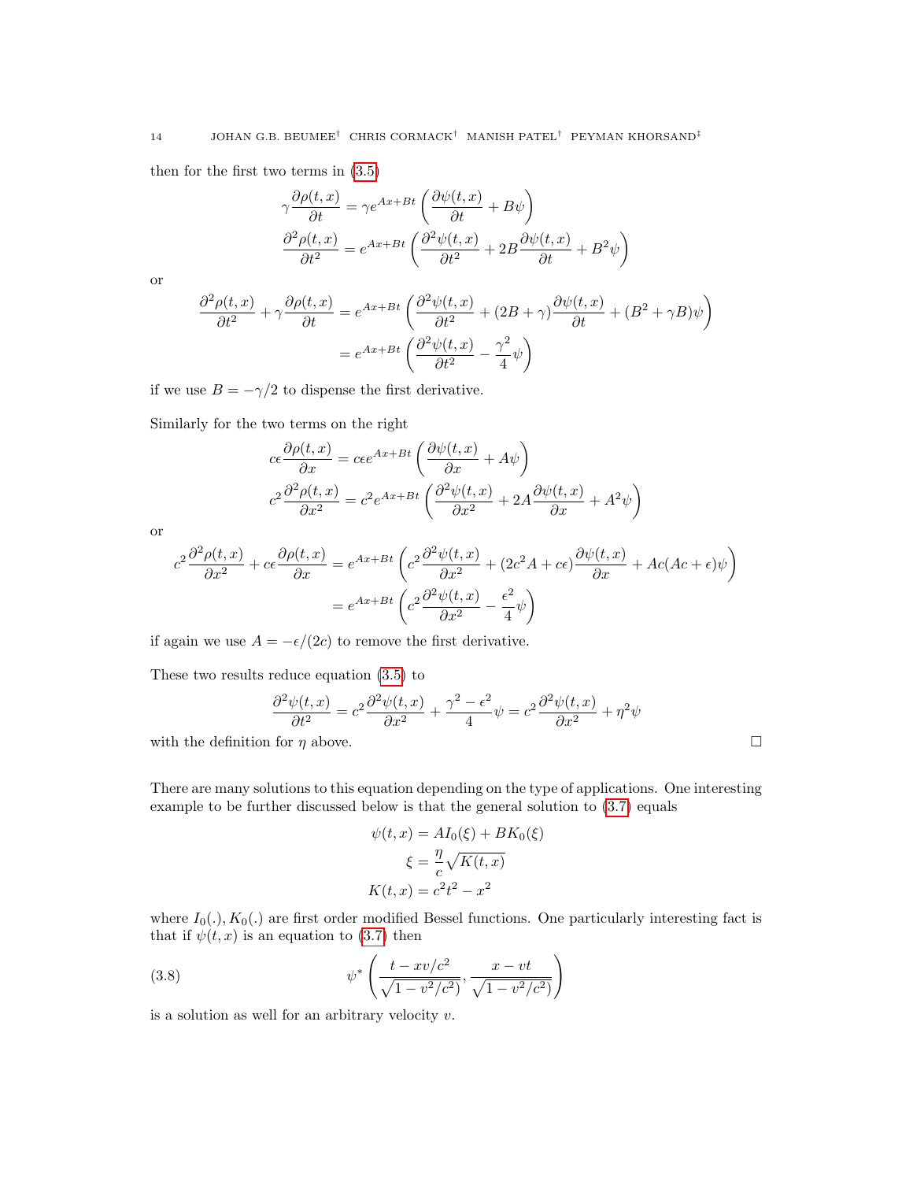then for the first two terms in (3.5)

$$
\begin{aligned}
\gamma \frac{\partial \rho(t,x)}{\partial t} &= \gamma e^{Ax+Bt}\left(\frac{\partial \psi(t,x)}{\partial t} + B\psi\right) \\
\frac{\partial^2 \rho(t,x)}{\partial t^2} &= e^{Ax+Bt}\left(\frac{\partial^2 \psi(t,x)}{\partial t^2} + 2B\frac{\partial \psi(t,x)}{\partial t} + B^2\psi\right)
\end{aligned}
$$

or

$$
\begin{aligned}
\frac{\partial^2 \rho(t,x)}{\partial t^2} + \gamma \frac{\partial \rho(t,x)}{\partial t} &= e^{Ax+Bt}\left(\frac{\partial^2 \psi(t,x)}{\partial t^2} + (2B+\gamma)\frac{\partial \psi(t,x)}{\partial t} + (B^2+\gamma B)\psi\right) \\
&= e^{Ax+Bt}\left(\frac{\partial^2 \psi(t,x)}{\partial t^2} - \frac{\gamma^2}{4}\psi\right)
\end{aligned}
$$

if we use $B = -\gamma/2$ to dispense the first derivative.

Similarly for the two terms on the right

$$
\begin{aligned}
c\epsilon \frac{\partial \rho(t,x)}{\partial x} &= c\epsilon e^{Ax+Bt}\left(\frac{\partial \psi(t,x)}{\partial x} + A\psi\right) \\
c^2\frac{\partial^2 \rho(t,x)}{\partial x^2} &= c^2 e^{Ax+Bt}\left(\frac{\partial^2 \psi(t,x)}{\partial x^2} + 2A\frac{\partial \psi(t,x)}{\partial x} + A^2\psi\right)
\end{aligned}
$$

or

$$
\begin{aligned}
c^2\frac{\partial^2 \rho(t,x)}{\partial x^2} + c\epsilon \frac{\partial \rho(t,x)}{\partial x} &= e^{Ax+Bt}\left(c^2\frac{\partial^2 \psi(t,x)}{\partial x^2} + (2c^2A + c\epsilon)\frac{\partial \psi(t,x)}{\partial x} + Ac(Ac+\epsilon)\psi\right) \\
&= e^{Ax+Bt}\left(c^2\frac{\partial^2 \psi(t,x)}{\partial x^2} - \frac{\epsilon^2}{4}\psi\right)
\end{aligned}
$$

if again we use $A = -\epsilon/(2c)$ to remove the first derivative.

These two results reduce equation (3.5) to

$$
\frac{\partial^2 \psi(t,x)}{\partial t^2} = c^2\frac{\partial^2 \psi(t,x)}{\partial x^2} + \frac{\gamma^2 - \epsilon^2}{4}\psi = c^2\frac{\partial^2 \psi(t,x)}{\partial x^2} + \eta^2\psi
$$

with the definition for $\eta$ above. □

There are many solutions to this equation depending on the type of applications. One interesting example to be further discussed below is that the general solution to (3.7) equals

$$
\begin{aligned}
\psi(t,x) &= AI_0(\xi) + BK_0(\xi) \\
\xi &= \frac{\eta}{c}\sqrt{K(t,x)} \\
K(t,x) &= c^2t^2 - x^2
\end{aligned}
$$

where $I_0(.), K_0(.)$ are first order modified Bessel functions. One particularly interesting fact is that if $\psi(t,x)$ is an equation to (3.7) then

$$
\psi^*\left(\frac{t - xv/c^2}{\sqrt{1 - v^2/c^2)}}, \frac{x - vt}{\sqrt{1 - v^2/c^2)}}\right) \tag{3.8}
$$

is a solution as well for an arbitrary velocity $v$.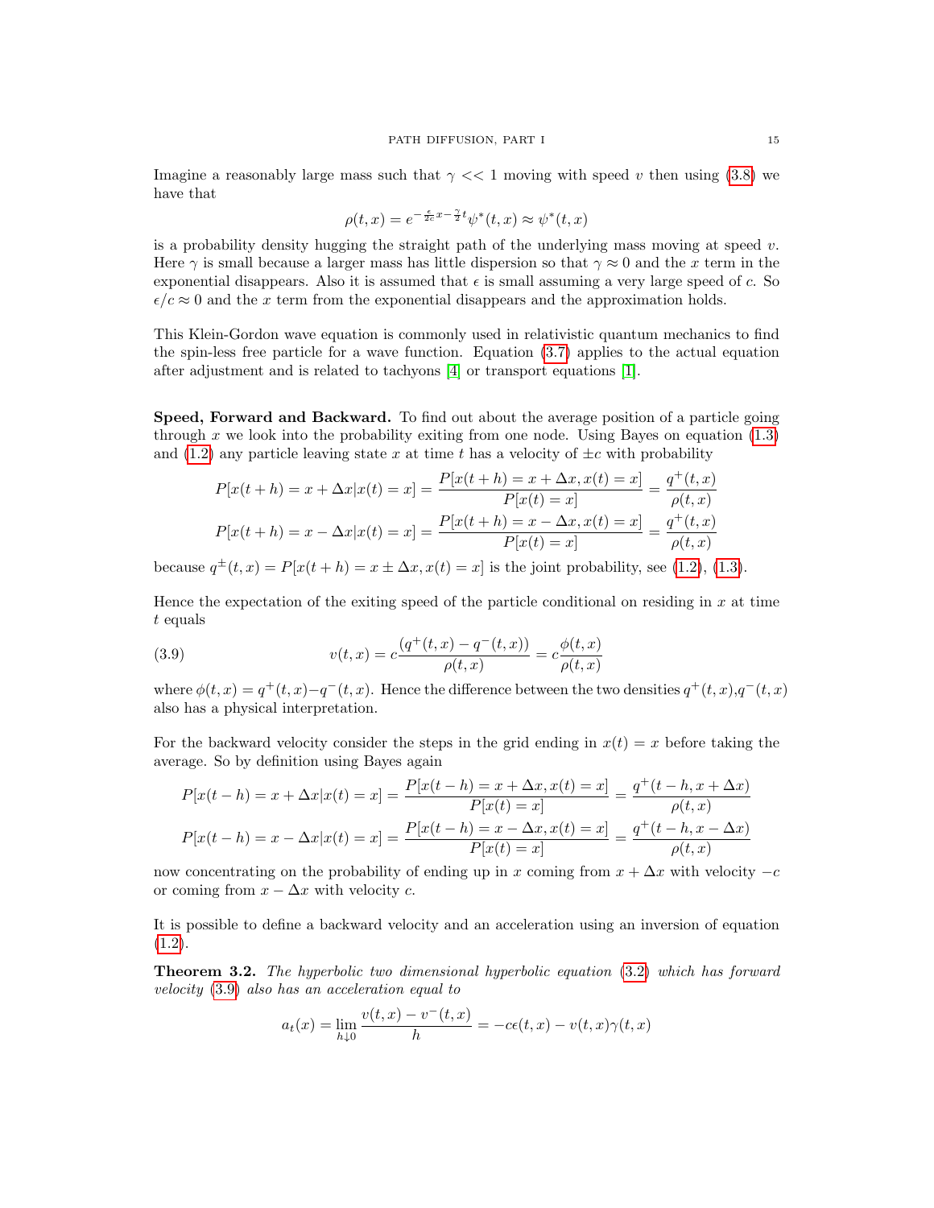Imagine a reasonably large mass such that $\gamma << 1$ moving with speed $v$ then using (3.8) we have that

$$\rho(t,x) = e^{-\frac{\epsilon}{2c}x - \frac{\gamma}{2}t}\psi^*(t,x) \approx \psi^*(t,x)$$

is a probability density hugging the straight path of the underlying mass moving at speed $v$. Here $\gamma$ is small because a larger mass has little dispersion so that $\gamma \approx 0$ and the $x$ term in the exponential disappears. Also it is assumed that $\epsilon$ is small assuming a very large speed of $c$. So $\epsilon/c \approx 0$ and the $x$ term from the exponential disappears and the approximation holds.

This Klein-Gordon wave equation is commonly used in relativistic quantum mechanics to find the spin-less free particle for a wave function. Equation (3.7) applies to the actual equation after adjustment and is related to tachyons [4] or transport equations [1].

**Speed, Forward and Backward.** To find out about the average position of a particle going through $x$ we look into the probability exiting from one node. Using Bayes on equation (1.3) and (1.2) any particle leaving state $x$ at time $t$ has a velocity of $\pm c$ with probability

$$P[x(t+h) = x + \Delta x | x(t) = x] = \frac{P[x(t+h) = x + \Delta x, x(t) = x]}{P[x(t) = x]} = \frac{q^+(t,x)}{\rho(t,x)}$$

$$P[x(t+h) = x - \Delta x | x(t) = x] = \frac{P[x(t+h) = x - \Delta x, x(t) = x]}{P[x(t) = x]} = \frac{q^+(t,x)}{\rho(t,x)}$$

because $q^{\pm}(t,x) = P[x(t+h) = x \pm \Delta x, x(t) = x]$ is the joint probability, see (1.2), (1.3).

Hence the expectation of the exiting speed of the particle conditional on residing in $x$ at time $t$ equals

$$v(t,x) = c\frac{(q^+(t,x) - q^-(t,x))}{\rho(t,x)} = c\frac{\phi(t,x)}{\rho(t,x)} \tag{3.9}$$

where $\phi(t,x) = q^+(t,x) - q^-(t,x)$. Hence the difference between the two densities $q^+(t,x)$,$q^-(t,x)$ also has a physical interpretation.

For the backward velocity consider the steps in the grid ending in $x(t) = x$ before taking the average. So by definition using Bayes again

$$P[x(t-h) = x + \Delta x | x(t) = x] = \frac{P[x(t-h) = x + \Delta x, x(t) = x]}{P[x(t) = x]} = \frac{q^+(t-h, x+\Delta x)}{\rho(t,x)}$$

$$P[x(t-h) = x - \Delta x | x(t) = x] = \frac{P[x(t-h) = x - \Delta x, x(t) = x]}{P[x(t) = x]} = \frac{q^+(t-h, x-\Delta x)}{\rho(t,x)}$$

now concentrating on the probability of ending up in $x$ coming from $x + \Delta x$ with velocity $-c$ or coming from $x - \Delta x$ with velocity $c$.

It is possible to define a backward velocity and an acceleration using an inversion of equation (1.2).

**Theorem 3.2.** *The hyperbolic two dimensional hyperbolic equation (3.2) which has forward velocity (3.9) also has an acceleration equal to*

$$a_t(x) = \lim_{h \downarrow 0} \frac{v(t,x) - v^-(t,x)}{h} = -c\epsilon(t,x) - v(t,x)\gamma(t,x)$$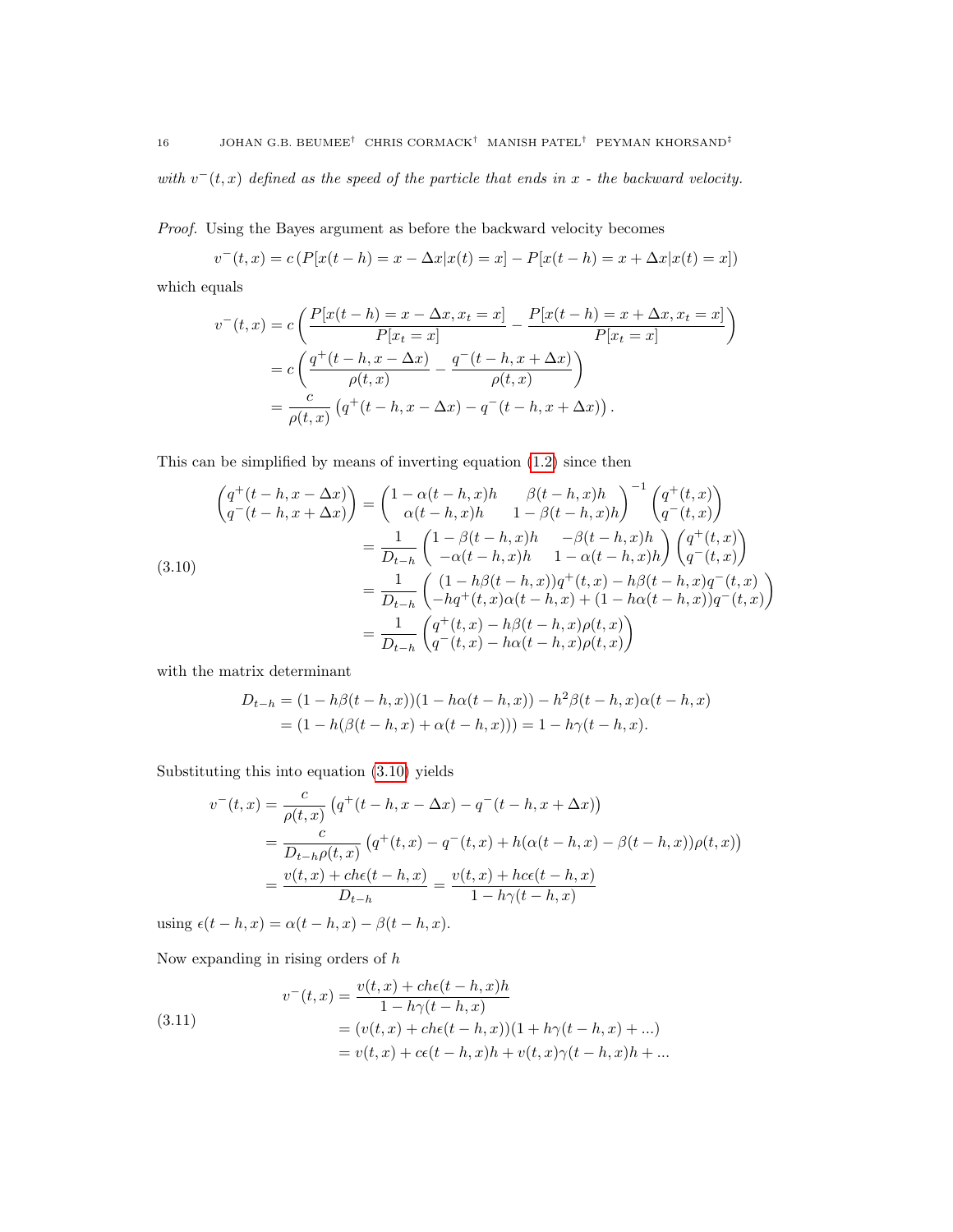*with $v^-(t,x)$ defined as the speed of the particle that ends in $x$ - the backward velocity.*

*Proof.* Using the Bayes argument as before the backward velocity becomes

$$v^-(t,x) = c\left(P[x(t-h) = x - \Delta x | x(t) = x] - P[x(t-h) = x + \Delta x | x(t) = x]\right)$$

which equals

$$\begin{aligned}
v^-(t,x) &= c\left(\frac{P[x(t-h) = x - \Delta x, x_t = x]}{P[x_t = x]} - \frac{P[x(t-h) = x + \Delta x, x_t = x]}{P[x_t = x]}\right) \\
&= c\left(\frac{q^+(t-h, x-\Delta x)}{\rho(t,x)} - \frac{q^-(t-h, x+\Delta x)}{\rho(t,x)}\right) \\
&= \frac{c}{\rho(t,x)}\left(q^+(t-h, x-\Delta x) - q^-(t-h, x+\Delta x)\right).
\end{aligned}$$

This can be simplified by means of inverting equation (1.2) since then

$$\begin{aligned}
\begin{pmatrix} q^+(t-h, x-\Delta x) \\ q^-(t-h, x+\Delta x) \end{pmatrix} &= \begin{pmatrix} 1-\alpha(t-h,x)h & \beta(t-h,x)h \\ \alpha(t-h,x)h & 1-\beta(t-h,x)h \end{pmatrix}^{-1} \begin{pmatrix} q^+(t,x) \\ q^-(t,x) \end{pmatrix} \\
&= \frac{1}{D_{t-h}} \begin{pmatrix} 1-\beta(t-h,x)h & -\beta(t-h,x)h \\ -\alpha(t-h,x)h & 1-\alpha(t-h,x)h \end{pmatrix} \begin{pmatrix} q^+(t,x) \\ q^-(t,x) \end{pmatrix} \\
&= \frac{1}{D_{t-h}} \begin{pmatrix} (1-h\beta(t-h,x))q^+(t,x) - h\beta(t-h,x)q^-(t,x) \\ -hq^+(t,x)\alpha(t-h,x) + (1-h\alpha(t-h,x))q^-(t,x) \end{pmatrix} \\
&= \frac{1}{D_{t-h}} \begin{pmatrix} q^+(t,x) - h\beta(t-h,x)\rho(t,x) \\ q^-(t,x) - h\alpha(t-h,x)\rho(t,x) \end{pmatrix}
\end{aligned} \tag{3.10}$$

with the matrix determinant

$$\begin{aligned}
D_{t-h} &= (1-h\beta(t-h,x))(1-h\alpha(t-h,x)) - h^2\beta(t-h,x)\alpha(t-h,x) \\
&= (1-h(\beta(t-h,x)+\alpha(t-h,x))) = 1-h\gamma(t-h,x).
\end{aligned}$$

Substituting this into equation (3.10) yields

$$\begin{aligned}
v^-(t,x) &= \frac{c}{\rho(t,x)}\left(q^+(t-h, x-\Delta x) - q^-(t-h, x+\Delta x)\right) \\
&= \frac{c}{D_{t-h}\rho(t,x)}\left(q^+(t,x) - q^-(t,x) + h(\alpha(t-h,x) - \beta(t-h,x))\rho(t,x)\right) \\
&= \frac{v(t,x) + ch\epsilon(t-h,x)}{D_{t-h}} = \frac{v(t,x) + hc\epsilon(t-h,x)}{1-h\gamma(t-h,x)}
\end{aligned}$$

using $\epsilon(t-h,x) = \alpha(t-h,x) - \beta(t-h,x)$.

Now expanding in rising orders of $h$

$$\begin{aligned}
v^-(t,x) &= \frac{v(t,x) + ch\epsilon(t-h,x)h}{1-h\gamma(t-h,x)} \\
&= (v(t,x) + ch\epsilon(t-h,x))(1+h\gamma(t-h,x)+...) \\
&= v(t,x) + c\epsilon(t-h,x)h + v(t,x)\gamma(t-h,x)h + ...
\end{aligned} \tag{3.11}$$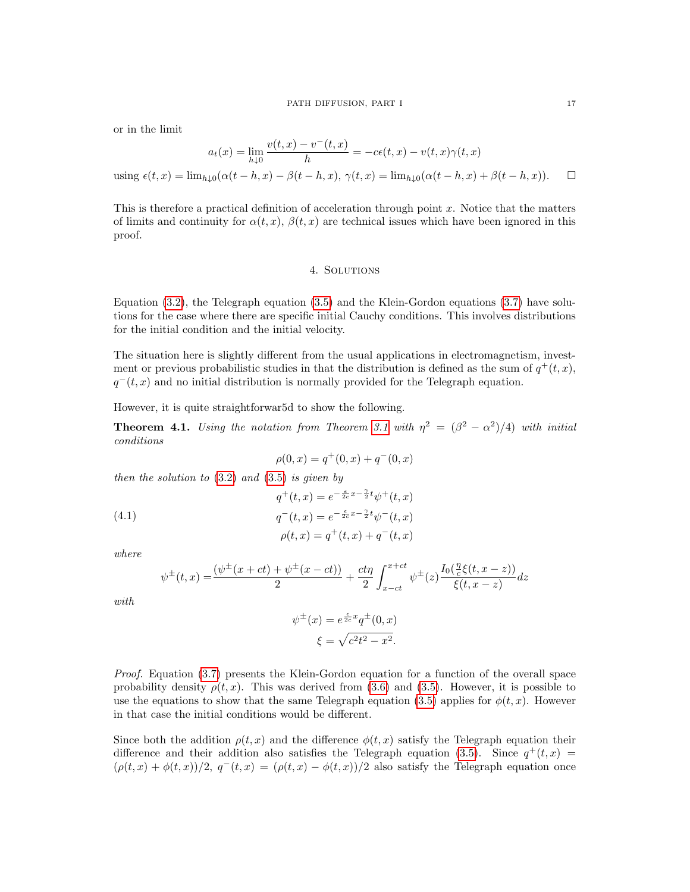or in the limit

$$a_t(x) = \lim_{h \downarrow 0} \frac{v(t,x) - v^-(t,x)}{h} = -c\epsilon(t,x) - v(t,x)\gamma(t,x)$$

using $\epsilon(t,x) = \lim_{h\downarrow 0}(\alpha(t-h,x) - \beta(t-h,x)$, $\gamma(t,x) = \lim_{h\downarrow 0}(\alpha(t-h,x) + \beta(t-h,x))$. $\square$

This is therefore a practical definition of acceleration through point $x$. Notice that the matters of limits and continuity for $\alpha(t,x)$, $\beta(t,x)$ are technical issues which have been ignored in this proof.

## 4. Solutions

Equation (3.2), the Telegraph equation (3.5) and the Klein-Gordon equations (3.7) have solutions for the case where there are specific initial Cauchy conditions. This involves distributions for the initial condition and the initial velocity.

The situation here is slightly different from the usual applications in electromagnetism, investment or previous probabilistic studies in that the distribution is defined as the sum of $q^+(t,x)$, $q^-(t,x)$ and no initial distribution is normally provided for the Telegraph equation.

However, it is quite straightforwar5d to show the following.

**Theorem 4.1.** *Using the notation from Theorem 3.1 with $\eta^2 = (\beta^2 - \alpha^2)/4)$ with initial conditions*

$$\rho(0,x) = q^+(0,x) + q^-(0,x)$$

*then the solution to (3.2) and (3.5) is given by*

$$\begin{aligned} q^+(t,x) &= e^{-\frac{\epsilon}{2c}x - \frac{\gamma}{2}t}\psi^+(t,x) \\ q^-(t,x) &= e^{-\frac{\epsilon}{2c}x - \frac{\gamma}{2}t}\psi^-(t,x) \\ \rho(t,x) &= q^+(t,x) + q^-(t,x) \end{aligned} \tag{4.1}$$

*where*

$$\psi^\pm(t,x) = \frac{(\psi^\pm(x+ct) + \psi^\pm(x-ct))}{2} + \frac{ct\eta}{2}\int_{x-ct}^{x+ct} \psi^\pm(z)\frac{I_0(\frac{\eta}{c}\xi(t,x-z))}{\xi(t,x-z)}dz$$

*with*

$$\begin{aligned} \psi^\pm(x) &= e^{\frac{\epsilon}{2c}x}q^\pm(0,x) \\ \xi &= \sqrt{c^2t^2 - x^2}. \end{aligned}$$

*Proof.* Equation (3.7) presents the Klein-Gordon equation for a function of the overall space probability density $\rho(t,x)$. This was derived from (3.6) and (3.5). However, it is possible to use the equations to show that the same Telegraph equation (3.5) applies for $\phi(t,x)$. However in that case the initial conditions would be different.

Since both the addition $\rho(t,x)$ and the difference $\phi(t,x)$ satisfy the Telegraph equation their difference and their addition also satisfies the Telegraph equation (3.5). Since $q^+(t,x) = (\rho(t,x) + \phi(t,x))/2$, $q^-(t,x) = (\rho(t,x) - \phi(t,x))/2$ also satisfy the Telegraph equation once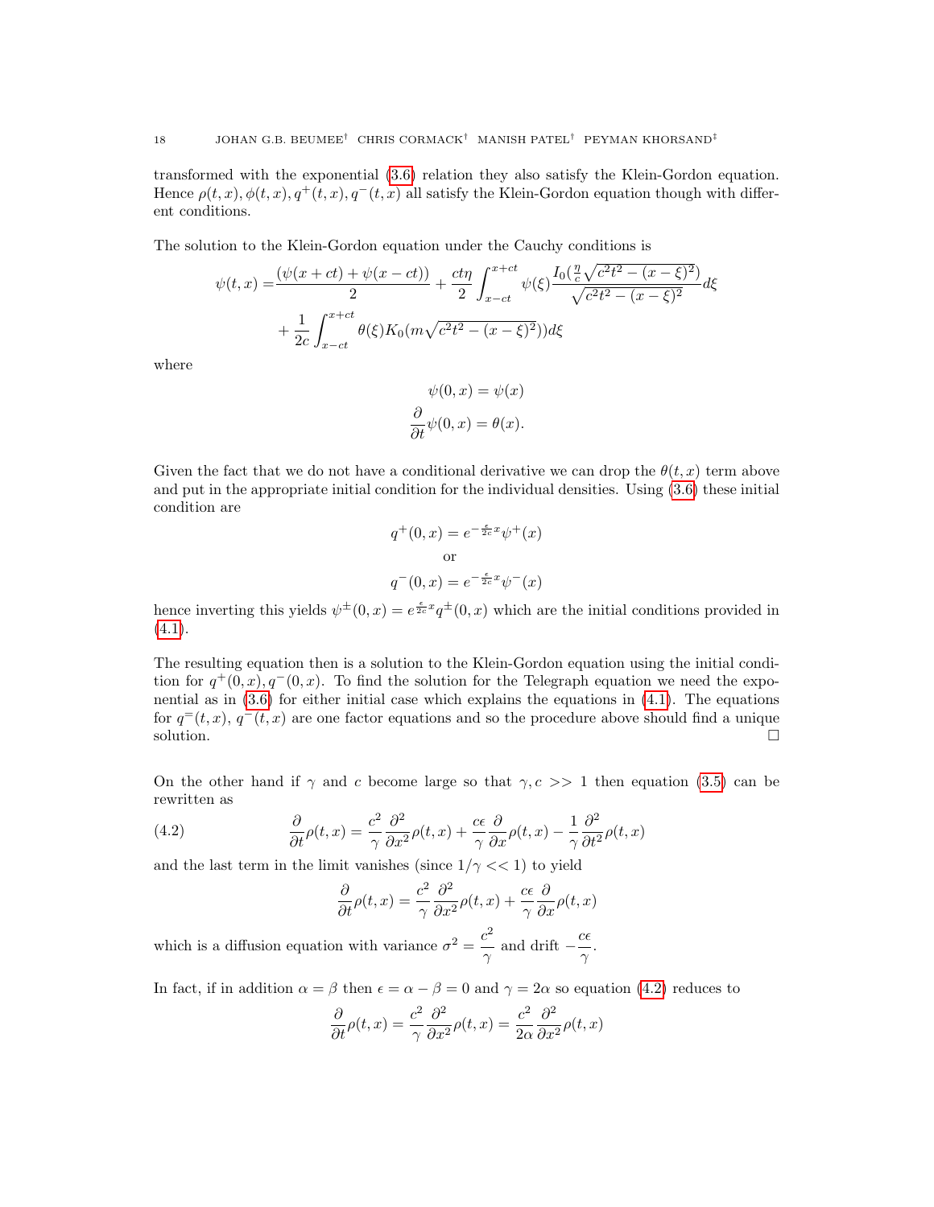transformed with the exponential (3.6) relation they also satisfy the Klein-Gordon equation. Hence $\rho(t,x), \phi(t,x), q^+(t,x), q^-(t,x)$ all satisfy the Klein-Gordon equation though with different conditions.

The solution to the Klein-Gordon equation under the Cauchy conditions is

$$
\begin{aligned}
\psi(t,x) =& \frac{(\psi(x+ct) + \psi(x-ct))}{2} + \frac{ct\eta}{2}\int_{x-ct}^{x+ct} \psi(\xi)\frac{I_0(\frac{\eta}{c}\sqrt{c^2t^2-(x-\xi)^2})}{\sqrt{c^2t^2-(x-\xi)^2}}d\xi \\
&+ \frac{1}{2c}\int_{x-ct}^{x+ct} \theta(\xi)K_0(m\sqrt{c^2t^2-(x-\xi)^2}))d\xi
\end{aligned}
$$

where

$$
\begin{aligned}
\psi(0,x) &= \psi(x) \\
\frac{\partial}{\partial t}\psi(0,x) &= \theta(x).
\end{aligned}
$$

Given the fact that we do not have a conditional derivative we can drop the $\theta(t,x)$ term above and put in the appropriate initial condition for the individual densities. Using (3.6) these initial condition are

$$
q^+(0,x) = e^{-\frac{\epsilon}{2c}x}\psi^+(x)
$$

or

$$
q^-(0,x) = e^{-\frac{\epsilon}{2c}x}\psi^-(x)
$$

hence inverting this yields $\psi^{\pm}(0,x) = e^{\frac{\epsilon}{2c}x}q^{\pm}(0,x)$ which are the initial conditions provided in (4.1).

The resulting equation then is a solution to the Klein-Gordon equation using the initial condition for $q^+(0,x), q^-(0,x)$. To find the solution for the Telegraph equation we need the exponential as in (3.6) for either initial case which explains the equations in (4.1). The equations for $q^=(t,x)$, $q^-(t,x)$ are one factor equations and so the procedure above should find a unique solution. $\square$

On the other hand if $\gamma$ and $c$ become large so that $\gamma, c >> 1$ then equation (3.5) can be rewritten as

$$
\frac{\partial}{\partial t}\rho(t,x) = \frac{c^2}{\gamma}\frac{\partial^2}{\partial x^2}\rho(t,x) + \frac{c\epsilon}{\gamma}\frac{\partial}{\partial x}\rho(t,x) - \frac{1}{\gamma}\frac{\partial^2}{\partial t^2}\rho(t,x) \tag{4.2}
$$

and the last term in the limit vanishes (since $1/\gamma << 1$) to yield

$$
\frac{\partial}{\partial t}\rho(t,x) = \frac{c^2}{\gamma}\frac{\partial^2}{\partial x^2}\rho(t,x) + \frac{c\epsilon}{\gamma}\frac{\partial}{\partial x}\rho(t,x)
$$

which is a diffusion equation with variance $\sigma^2 = \dfrac{c^2}{\gamma}$ and drift $-\dfrac{c\epsilon}{\gamma}$.

In fact, if in addition $\alpha = \beta$ then $\epsilon = \alpha - \beta = 0$ and $\gamma = 2\alpha$ so equation (4.2) reduces to

$$
\frac{\partial}{\partial t}\rho(t,x) = \frac{c^2}{\gamma}\frac{\partial^2}{\partial x^2}\rho(t,x) = \frac{c^2}{2\alpha}\frac{\partial^2}{\partial x^2}\rho(t,x)
$$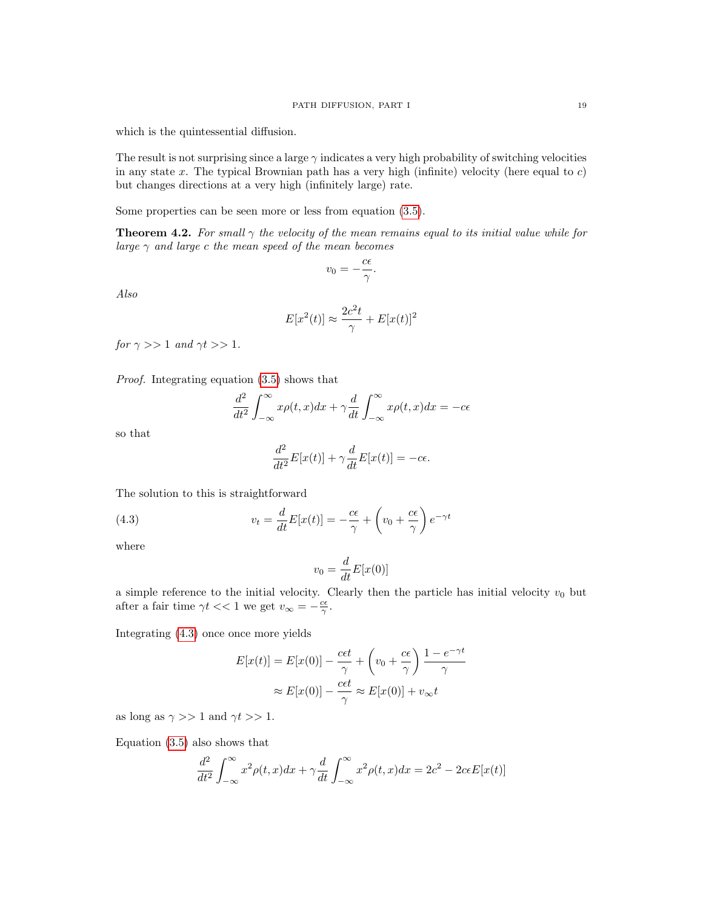which is the quintessential diffusion.

The result is not surprising since a large $\gamma$ indicates a very high probability of switching velocities in any state $x$. The typical Brownian path has a very high (infinite) velocity (here equal to $c$) but changes directions at a very high (infinitely large) rate.

Some properties can be seen more or less from equation (3.5).

**Theorem 4.2.** *For small $\gamma$ the velocity of the mean remains equal to its initial value while for large $\gamma$ and large $c$ the mean speed of the mean becomes*

$$v_0 = -\frac{c\epsilon}{\gamma}.$$

*Also*

$$E[x^2(t)] \approx \frac{2c^2 t}{\gamma} + E[x(t)]^2$$

*for $\gamma >> 1$ and $\gamma t >> 1$.*

*Proof.* Integrating equation (3.5) shows that

$$\frac{d^2}{dt^2}\int_{-\infty}^{\infty} x\rho(t,x)dx + \gamma \frac{d}{dt}\int_{-\infty}^{\infty} x\rho(t,x)dx = -c\epsilon$$

so that

$$\frac{d^2}{dt^2}E[x(t)] + \gamma\frac{d}{dt}E[x(t)] = -c\epsilon.$$

The solution to this is straightforward

$$v_t = \frac{d}{dt}E[x(t)] = -\frac{c\epsilon}{\gamma} + \left(v_0 + \frac{c\epsilon}{\gamma}\right)e^{-\gamma t} \tag{4.3}$$

where

$$v_0 = \frac{d}{dt}E[x(0)]$$

a simple reference to the initial velocity. Clearly then the particle has initial velocity $v_0$ but after a fair time $\gamma t << 1$ we get $v_\infty = -\frac{c\epsilon}{\gamma}$.

Integrating (4.3) once once more yields

$$\begin{aligned}
E[x(t)] &= E[x(0)] - \frac{c\epsilon t}{\gamma} + \left(v_0 + \frac{c\epsilon}{\gamma}\right)\frac{1 - e^{-\gamma t}}{\gamma} \\
&\approx E[x(0)] - \frac{c\epsilon t}{\gamma} \approx E[x(0)] + v_\infty t
\end{aligned}$$

as long as $\gamma >> 1$ and $\gamma t >> 1$.

Equation (3.5) also shows that

$$\frac{d^2}{dt^2}\int_{-\infty}^{\infty} x^2\rho(t,x)dx + \gamma\frac{d}{dt}\int_{-\infty}^{\infty} x^2\rho(t,x)dx = 2c^2 - 2c\epsilon E[x(t)]$$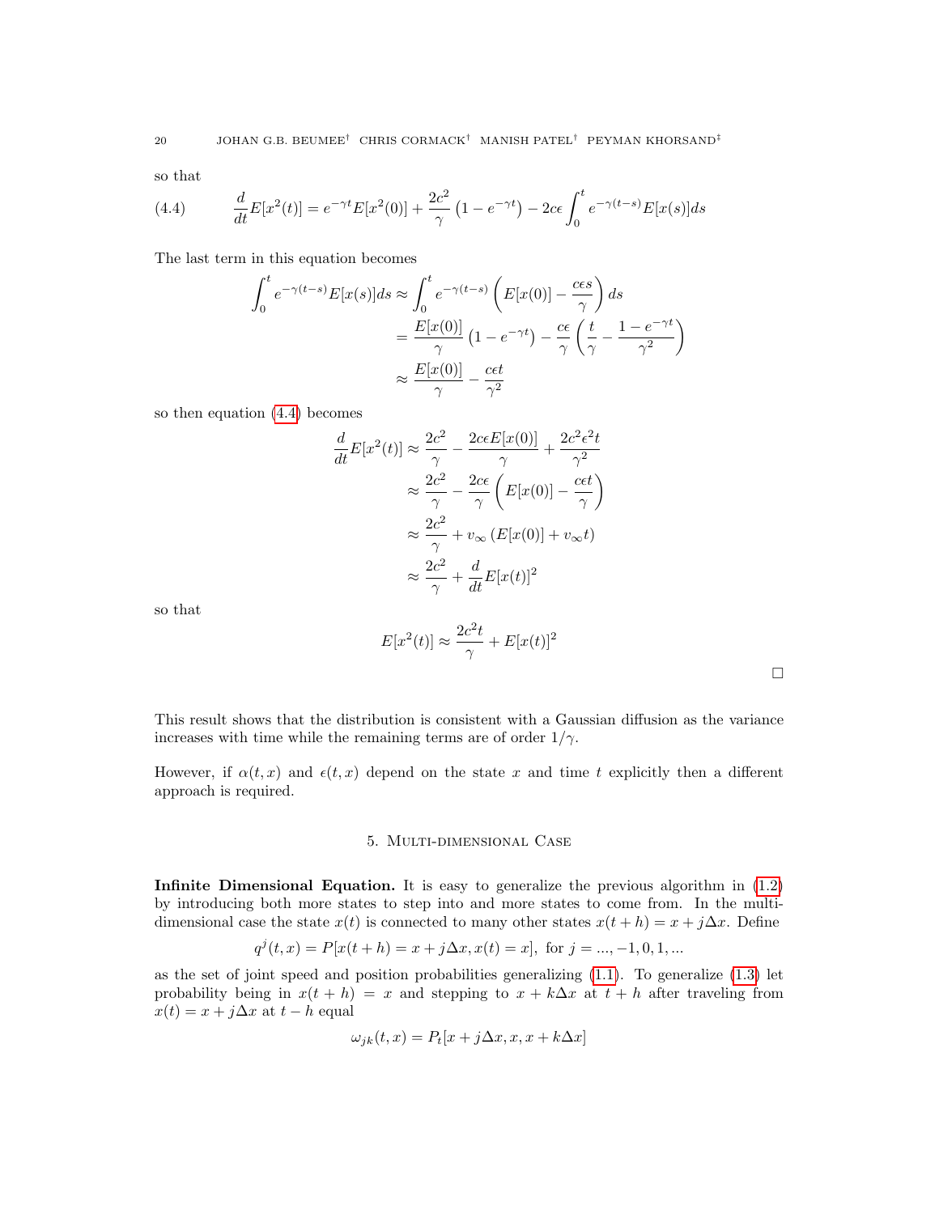so that

$$\frac{d}{dt}E[x^2(t)] = e^{-\gamma t}E[x^2(0)] + \frac{2c^2}{\gamma}\left(1 - e^{-\gamma t}\right) - 2c\epsilon\int_0^t e^{-\gamma(t-s)}E[x(s)]ds \tag{4.4}$$

The last term in this equation becomes

$$\begin{aligned}
\int_0^t e^{-\gamma(t-s)}E[x(s)]ds &\approx \int_0^t e^{-\gamma(t-s)}\left(E[x(0)] - \frac{c\epsilon s}{\gamma}\right)ds \\
&= \frac{E[x(0)]}{\gamma}\left(1 - e^{-\gamma t}\right) - \frac{c\epsilon}{\gamma}\left(\frac{t}{\gamma} - \frac{1 - e^{-\gamma t}}{\gamma^2}\right) \\
&\approx \frac{E[x(0)]}{\gamma} - \frac{c\epsilon t}{\gamma^2}
\end{aligned}$$

so then equation (4.4) becomes

$$\begin{aligned}
\frac{d}{dt}E[x^2(t)] &\approx \frac{2c^2}{\gamma} - \frac{2c\epsilon E[x(0)]}{\gamma} + \frac{2c^2\epsilon^2 t}{\gamma^2} \\
&\approx \frac{2c^2}{\gamma} - \frac{2c\epsilon}{\gamma}\left(E[x(0)] - \frac{c\epsilon t}{\gamma}\right) \\
&\approx \frac{2c^2}{\gamma} + v_\infty\left(E[x(0)] + v_\infty t\right) \\
&\approx \frac{2c^2}{\gamma} + \frac{d}{dt}E[x(t)]^2
\end{aligned}$$

so that

$$E[x^2(t)] \approx \frac{2c^2 t}{\gamma} + E[x(t)]^2$$

□

This result shows that the distribution is consistent with a Gaussian diffusion as the variance increases with time while the remaining terms are of order $1/\gamma$.

However, if $\alpha(t,x)$ and $\epsilon(t,x)$ depend on the state $x$ and time $t$ explicitly then a different approach is required.

## 5. Multi-dimensional Case

**Infinite Dimensional Equation.** It is easy to generalize the previous algorithm in (1.2) by introducing both more states to step into and more states to come from. In the multi-dimensional case the state $x(t)$ is connected to many other states $x(t+h) = x + j\Delta x$. Define

$$q^j(t,x) = P[x(t+h) = x + j\Delta x, x(t) = x], \text{ for } j = ..., -1, 0, 1, ...$$

as the set of joint speed and position probabilities generalizing (1.1). To generalize (1.3) let probability being in $x(t+h) = x$ and stepping to $x + k\Delta x$ at $t+h$ after traveling from $x(t) = x + j\Delta x$ at $t - h$ equal

$$\omega_{jk}(t,x) = P_t[x + j\Delta x, x, x + k\Delta x]$$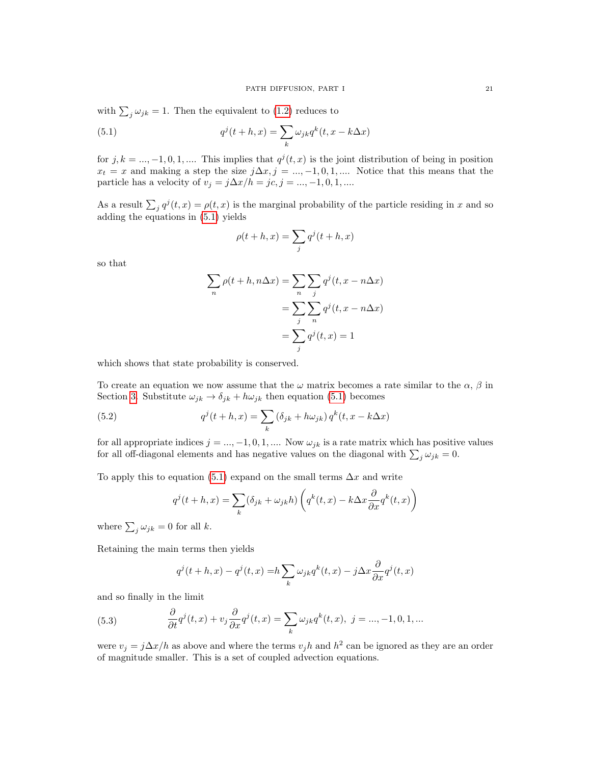with $\sum_j \omega_{jk} = 1$. Then the equivalent to (1.2) reduces to

$$q^j(t+h, x) = \sum_k \omega_{jk} q^k(t, x - k\Delta x) \tag{5.1}$$

for $j, k = ..., -1, 0, 1, ....$ This implies that $q^j(t, x)$ is the joint distribution of being in position $x_t = x$ and making a step the size $j\Delta x, j = ..., -1, 0, 1, ....$ Notice that this means that the particle has a velocity of $v_j = j\Delta x/h = jc, j = ..., -1, 0, 1, ....$

As a result $\sum_j q^j(t, x) = \rho(t, x)$ is the marginal probability of the particle residing in $x$ and so adding the equations in (5.1) yields

$$\rho(t+h, x) = \sum_j q^j(t+h, x)$$

so that

$$\begin{aligned}
\sum_n \rho(t+h, n\Delta x) &= \sum_n \sum_j q^j(t, x - n\Delta x) \\
&= \sum_j \sum_n q^j(t, x - n\Delta x) \\
&= \sum_j q^j(t, x) = 1
\end{aligned}$$

which shows that state probability is conserved.

To create an equation we now assume that the $\omega$ matrix becomes a rate similar to the $\alpha$, $\beta$ in Section 3. Substitute $\omega_{jk} \to \delta_{jk} + h\omega_{jk}$ then equation (5.1) becomes

$$q^j(t+h, x) = \sum_k \left(\delta_{jk} + h\omega_{jk}\right) q^k(t, x - k\Delta x) \tag{5.2}$$

for all appropriate indices $j = ..., -1, 0, 1, ....$ Now $\omega_{jk}$ is a rate matrix which has positive values for all off-diagonal elements and has negative values on the diagonal with $\sum_j \omega_{jk} = 0$.

To apply this to equation (5.1) expand on the small terms $\Delta x$ and write

$$q^j(t+h, x) = \sum_k (\delta_{jk} + \omega_{jk} h) \left( q^k(t, x) - k\Delta x \frac{\partial}{\partial x} q^k(t, x) \right)$$

where $\sum_j \omega_{jk} = 0$ for all $k$.

Retaining the main terms then yields

$$q^j(t+h, x) - q^j(t, x) = h \sum_k \omega_{jk} q^k(t, x) - j\Delta x \frac{\partial}{\partial x} q^j(t, x)$$

and so finally in the limit

$$\frac{\partial}{\partial t} q^j(t, x) + v_j \frac{\partial}{\partial x} q^j(t, x) = \sum_k \omega_{jk} q^k(t, x), \; j = ..., -1, 0, 1, ... \tag{5.3}$$

were $v_j = j\Delta x/h$ as above and where the terms $v_j h$ and $h^2$ can be ignored as they are an order of magnitude smaller. This is a set of coupled advection equations.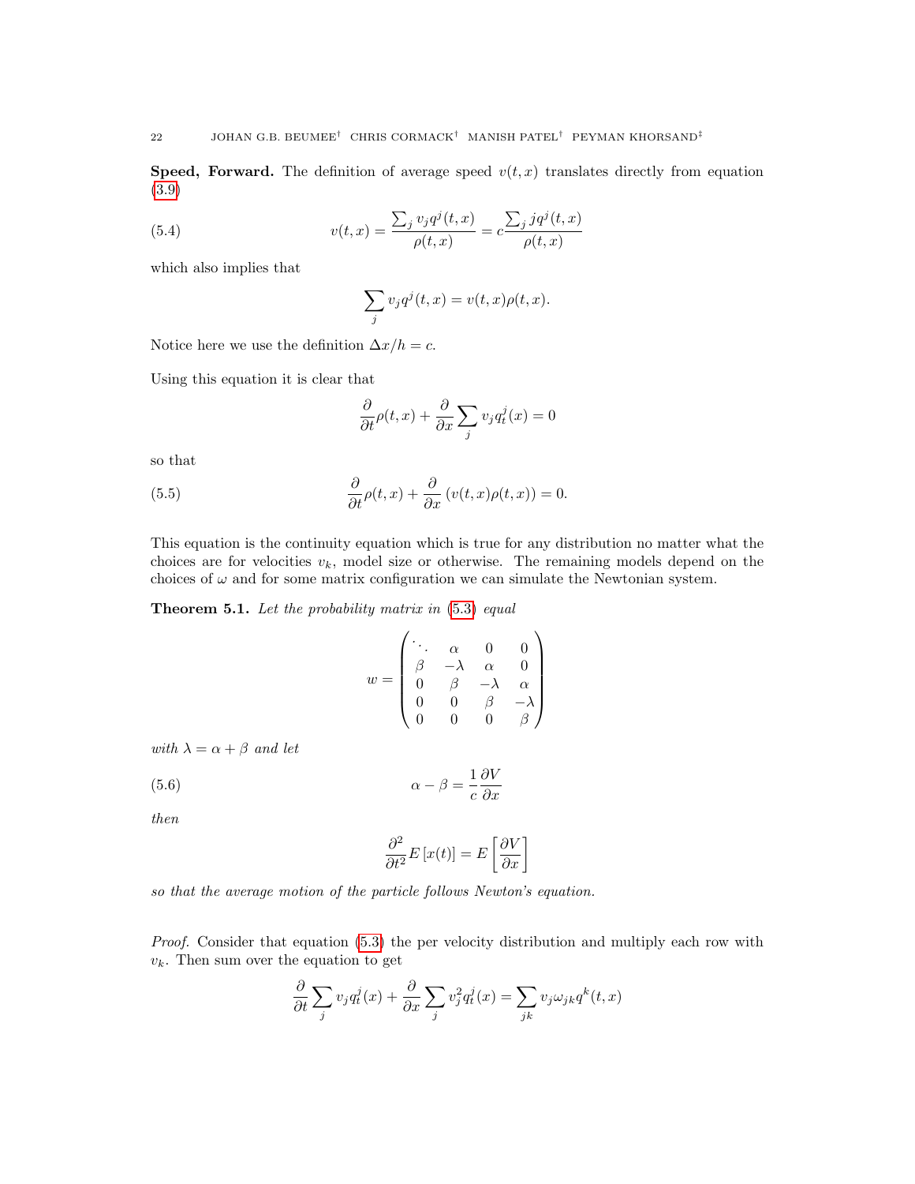**Speed, Forward.** The definition of average speed $v(t,x)$ translates directly from equation (3.9)

$$v(t,x) = \frac{\sum_j v_j q^j(t,x)}{\rho(t,x)} = c\frac{\sum_j j q^j(t,x)}{\rho(t,x)} \tag{5.4}$$

which also implies that

$$\sum_j v_j q^j(t,x) = v(t,x)\rho(t,x).$$

Notice here we use the definition $\Delta x/h = c$.

Using this equation it is clear that

$$\frac{\partial}{\partial t}\rho(t,x) + \frac{\partial}{\partial x}\sum_j v_j q_t^j(x) = 0$$

so that

$$\frac{\partial}{\partial t}\rho(t,x) + \frac{\partial}{\partial x}\left(v(t,x)\rho(t,x)\right) = 0. \tag{5.5}$$

This equation is the continuity equation which is true for any distribution no matter what the choices are for velocities $v_k$, model size or otherwise. The remaining models depend on the choices of $\omega$ and for some matrix configuration we can simulate the Newtonian system.

**Theorem 5.1.** *Let the probability matrix in (5.3) equal*

$$w = \begin{pmatrix} \ddots & \alpha & 0 & 0 \\ \beta & -\lambda & \alpha & 0 \\ 0 & \beta & -\lambda & \alpha \\ 0 & 0 & \beta & -\lambda \\ 0 & 0 & 0 & \beta \end{pmatrix}$$

*with $\lambda = \alpha + \beta$ and let*

$$\alpha - \beta = \frac{1}{c}\frac{\partial V}{\partial x} \tag{5.6}$$

*then*

$$\frac{\partial^2}{\partial t^2} E\left[x(t)\right] = E\left[\frac{\partial V}{\partial x}\right]$$

*so that the average motion of the particle follows Newton's equation.*

*Proof.* Consider that equation (5.3) the per velocity distribution and multiply each row with $v_k$. Then sum over the equation to get

$$\frac{\partial}{\partial t}\sum_j v_j q_t^j(x) + \frac{\partial}{\partial x}\sum_j v_j^2 q_t^j(x) = \sum_{jk} v_j \omega_{jk} q^k(t,x)$$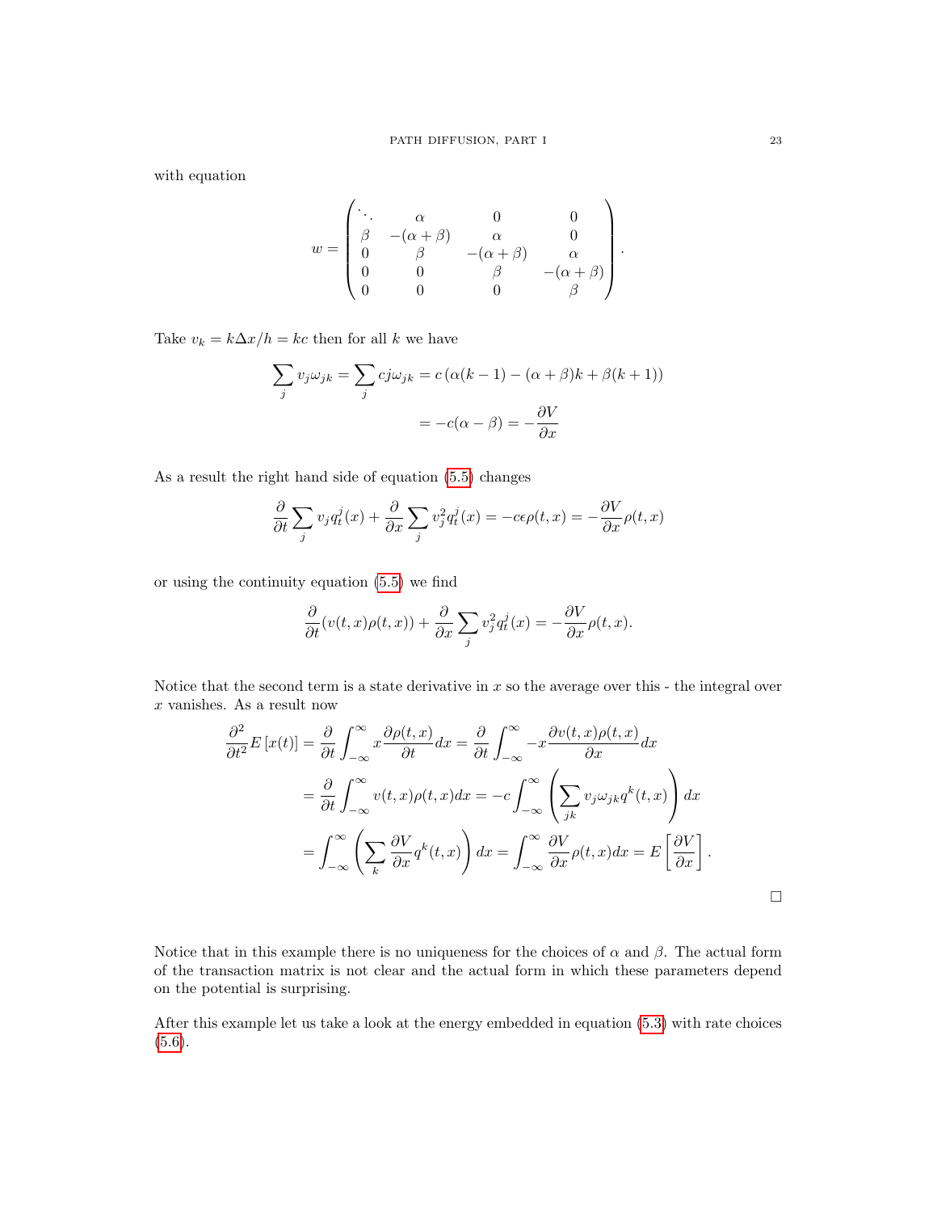with equation

$$
w = \begin{pmatrix}
\ddots & \alpha & 0 & 0 \\
\beta & -(\alpha+\beta) & \alpha & 0 \\
0 & \beta & -(\alpha+\beta) & \alpha \\
0 & 0 & \beta & -(\alpha+\beta) \\
0 & 0 & 0 & \beta
\end{pmatrix}.
$$

Take $v_k = k\Delta x/h = kc$ then for all $k$ we have

$$
\begin{aligned}
\sum_j v_j \omega_{jk} = \sum_j cj\omega_{jk} &= c\left(\alpha(k-1) - (\alpha+\beta)k + \beta(k+1)\right) \\
&= -c(\alpha - \beta) = -\frac{\partial V}{\partial x}
\end{aligned}
$$

As a result the right hand side of equation (5.5) changes

$$
\frac{\partial}{\partial t}\sum_j v_j q_t^j(x) + \frac{\partial}{\partial x}\sum_j v_j^2 q_t^j(x) = -c\epsilon\rho(t,x) = -\frac{\partial V}{\partial x}\rho(t,x)
$$

or using the continuity equation (5.5) we find

$$
\frac{\partial}{\partial t}(v(t,x)\rho(t,x)) + \frac{\partial}{\partial x}\sum_j v_j^2 q_t^j(x) = -\frac{\partial V}{\partial x}\rho(t,x).
$$

Notice that the second term is a state derivative in $x$ so the average over this - the integral over $x$ vanishes. As a result now

$$
\begin{aligned}
\frac{\partial^2}{\partial t^2} E\left[x(t)\right] &= \frac{\partial}{\partial t}\int_{-\infty}^{\infty} x\frac{\partial \rho(t,x)}{\partial t}dx = \frac{\partial}{\partial t}\int_{-\infty}^{\infty} -x\frac{\partial v(t,x)\rho(t,x)}{\partial x}dx \\
&= \frac{\partial}{\partial t}\int_{-\infty}^{\infty} v(t,x)\rho(t,x)dx = -c\int_{-\infty}^{\infty}\left(\sum_{jk} v_j\omega_{jk}q^k(t,x)\right)dx \\
&= \int_{-\infty}^{\infty}\left(\sum_k \frac{\partial V}{\partial x}q^k(t,x)\right)dx = \int_{-\infty}^{\infty}\frac{\partial V}{\partial x}\rho(t,x)dx = E\left[\frac{\partial V}{\partial x}\right].
\end{aligned}
$$

□

Notice that in this example there is no uniqueness for the choices of $\alpha$ and $\beta$. The actual form of the transaction matrix is not clear and the actual form in which these parameters depend on the potential is surprising.

After this example let us take a look at the energy embedded in equation (5.3) with rate choices (5.6).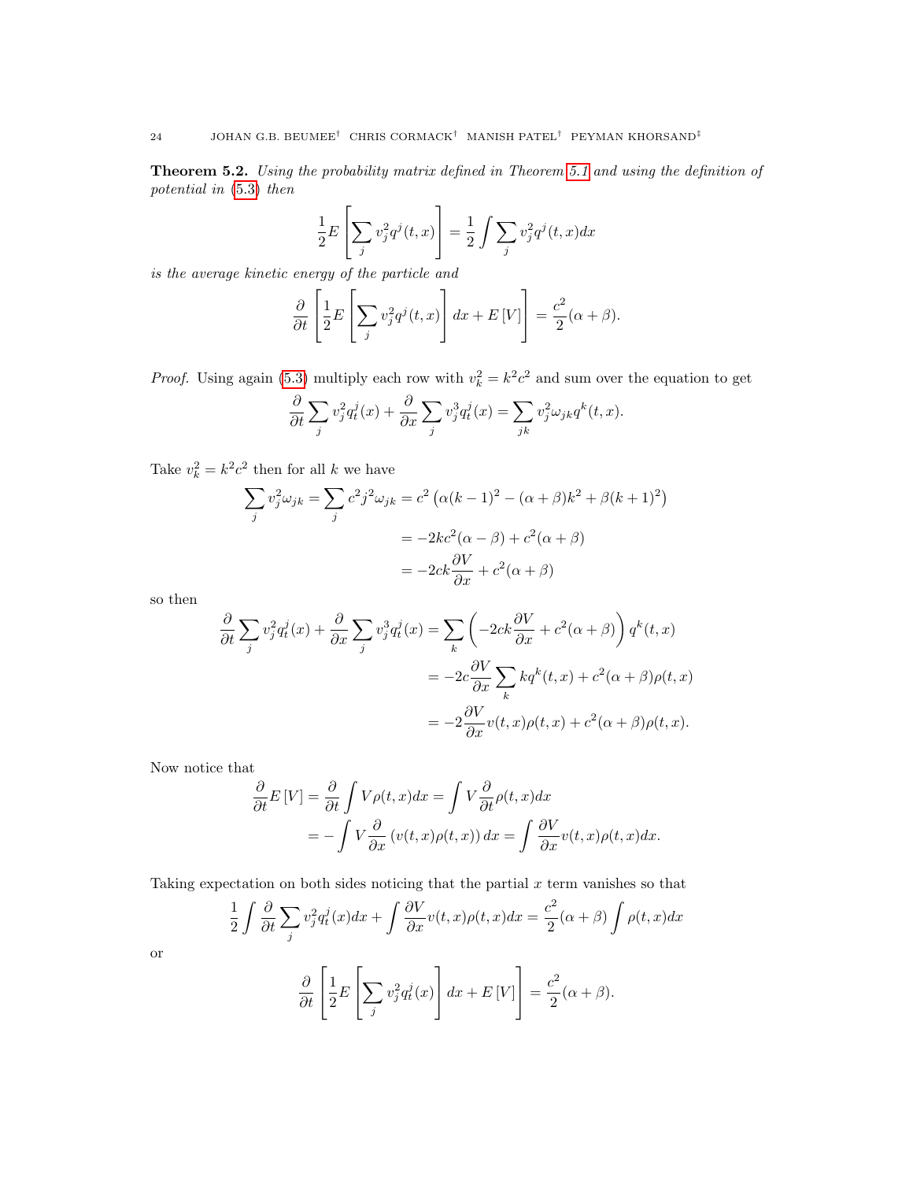**Theorem 5.2.** *Using the probability matrix defined in Theorem 5.1 and using the definition of potential in (5.3) then*

$$\frac{1}{2}E\left[\sum_j v_j^2 q^j(t,x)\right] = \frac{1}{2}\int \sum_j v_j^2 q^j(t,x)dx$$

*is the average kinetic energy of the particle and*

$$\frac{\partial}{\partial t}\left[\frac{1}{2}E\left[\sum_j v_j^2 q^j(t,x)\right]dx + E\left[V\right]\right] = \frac{c^2}{2}(\alpha+\beta).$$

*Proof.* Using again (5.3) multiply each row with $v_k^2 = k^2c^2$ and sum over the equation to get

$$\frac{\partial}{\partial t}\sum_j v_j^2 q_t^j(x) + \frac{\partial}{\partial x}\sum_j v_j^3 q_t^j(x) = \sum_{jk} v_j^2 \omega_{jk} q^k(t,x).$$

Take $v_k^2 = k^2c^2$ then for all $k$ we have

$$\begin{aligned}
\sum_j v_j^2 \omega_{jk} = \sum_j c^2 j^2 \omega_{jk} &= c^2\left(\alpha(k-1)^2 - (\alpha+\beta)k^2 + \beta(k+1)^2\right)\\
&= -2kc^2(\alpha-\beta) + c^2(\alpha+\beta)\\
&= -2ck\frac{\partial V}{\partial x} + c^2(\alpha+\beta)
\end{aligned}$$

so then

$$\begin{aligned}
\frac{\partial}{\partial t}\sum_j v_j^2 q_t^j(x) + \frac{\partial}{\partial x}\sum_j v_j^3 q_t^j(x) &= \sum_k \left(-2ck\frac{\partial V}{\partial x} + c^2(\alpha+\beta)\right)q^k(t,x)\\
&= -2c\frac{\partial V}{\partial x}\sum_k kq^k(t,x) + c^2(\alpha+\beta)\rho(t,x)\\
&= -2\frac{\partial V}{\partial x}v(t,x)\rho(t,x) + c^2(\alpha+\beta)\rho(t,x).
\end{aligned}$$

Now notice that

$$\begin{aligned}
\frac{\partial}{\partial t}E\left[V\right] &= \frac{\partial}{\partial t}\int V\rho(t,x)dx = \int V\frac{\partial}{\partial t}\rho(t,x)dx\\
&= -\int V\frac{\partial}{\partial x}\left(v(t,x)\rho(t,x)\right)dx = \int \frac{\partial V}{\partial x}v(t,x)\rho(t,x)dx.
\end{aligned}$$

Taking expectation on both sides noticing that the partial $x$ term vanishes so that

$$\frac{1}{2}\int \frac{\partial}{\partial t}\sum_j v_j^2 q_t^j(x)dx + \int \frac{\partial V}{\partial x}v(t,x)\rho(t,x)dx = \frac{c^2}{2}(\alpha+\beta)\int \rho(t,x)dx$$

or

$$\frac{\partial}{\partial t}\left[\frac{1}{2}E\left[\sum_j v_j^2 q_t^j(x)\right]dx + E\left[V\right]\right] = \frac{c^2}{2}(\alpha+\beta).$$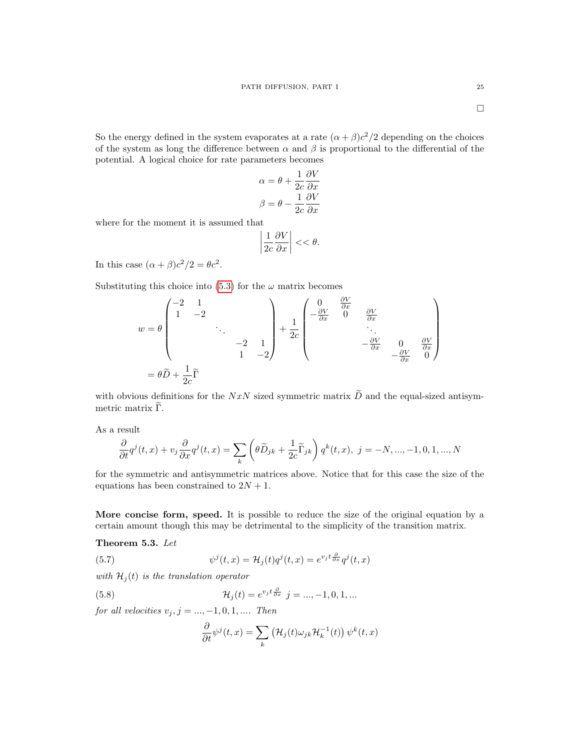□

So the energy defined in the system evaporates at a rate $(\alpha+\beta)c^2/2$ depending on the choices of the system as long the difference between $\alpha$ and $\beta$ is proportional to the differential of the potential. A logical choice for rate parameters becomes

$$\alpha = \theta + \frac{1}{2c}\frac{\partial V}{\partial x}$$
$$\beta = \theta - \frac{1}{2c}\frac{\partial V}{\partial x}$$

where for the moment it is assumed that

$$\left|\frac{1}{2c}\frac{\partial V}{\partial x}\right| << \theta.$$

In this case $(\alpha+\beta)c^2/2 = \theta c^2$.

Substituting this choice into (5.3) for the $\omega$ matrix becomes

$$w = \theta \begin{pmatrix} -2 & 1 & & & \\ 1 & -2 & & & \\ & & \ddots & & \\ & & & -2 & 1 \\ & & & 1 & -2 \end{pmatrix} + \frac{1}{2c}\begin{pmatrix} 0 & \frac{\partial V}{\partial x} & & & \\ -\frac{\partial V}{\partial x} & 0 & \frac{\partial V}{\partial x} & & \\ & & \ddots & & \\ & & -\frac{\partial V}{\partial x} & 0 & \frac{\partial V}{\partial x} \\ & & & -\frac{\partial V}{\partial x} & 0 \end{pmatrix}$$
$$= \theta\widetilde{D} + \frac{1}{2c}\widetilde{\Gamma}$$

with obvious definitions for the $NxN$ sized symmetric matrix $\widetilde{D}$ and the equal-sized antisymmetric matrix $\widetilde{\Gamma}$.

As a result

$$\frac{\partial}{\partial t}q^j(t,x) + v_j\frac{\partial}{\partial x}q^j(t,x) = \sum_k \left(\theta\widetilde{D}_{jk} + \frac{1}{2c}\widetilde{\Gamma}_{jk}\right)q^k(t,x),\ j=-N,...,-1,0,1,...,N$$

for the symmetric and antisymmetric matrices above. Notice that for this case the size of the equations has been constrained to $2N+1$.

**More concise form, speed.** It is possible to reduce the size of the original equation by a certain amount though this may be detrimental to the simplicity of the transition matrix.

**Theorem 5.3.** *Let*

$$\psi^j(t,x) = \mathcal{H}_j(t)q^j(t,x) = e^{v_j t\frac{\partial}{\partial x}}q^j(t,x) \tag{5.7}$$

*with $\mathcal{H}_j(t)$ is the translation operator*

$$\mathcal{H}_j(t) = e^{v_j t\frac{\partial}{\partial x}}\ \ j=...,-1,0,1,... \tag{5.8}$$

*for all velocities $v_j, j=...,-1,0,1,...$. Then*

$$\frac{\partial}{\partial t}\psi^j(t,x) = \sum_k \left(\mathcal{H}_j(t)\omega_{jk}\mathcal{H}_k^{-1}(t)\right)\psi^k(t,x)$$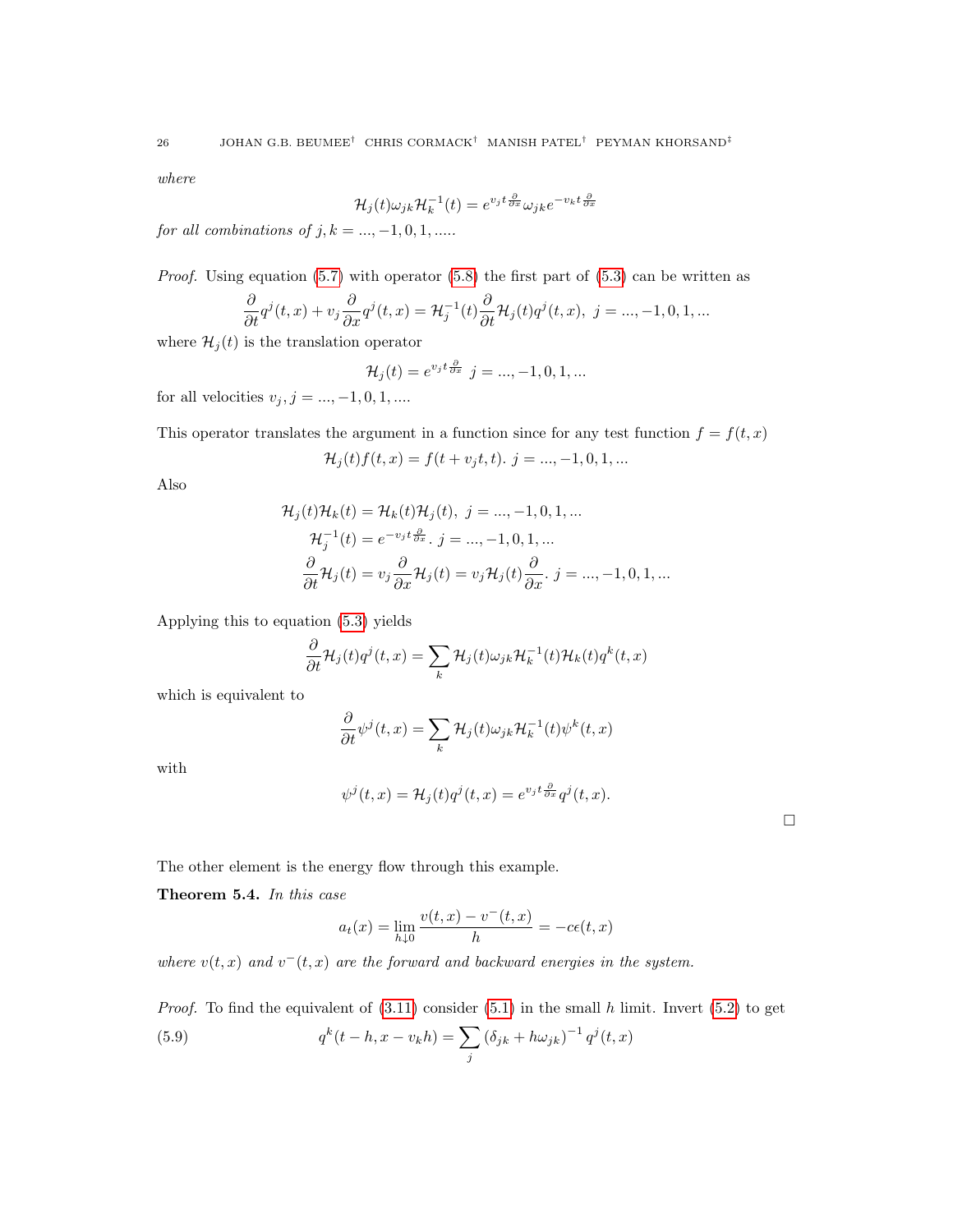*where*

$$\mathcal{H}_j(t)\omega_{jk}\mathcal{H}_k^{-1}(t) = e^{v_j t \frac{\partial}{\partial x}}\omega_{jk}e^{-v_k t \frac{\partial}{\partial x}}$$

*for all combinations of* $j, k = ..., -1, 0, 1, .....$

*Proof.* Using equation (5.7) with operator (5.8) the first part of (5.3) can be written as

$$\frac{\partial}{\partial t}q^j(t,x) + v_j\frac{\partial}{\partial x}q^j(t,x) = \mathcal{H}_j^{-1}(t)\frac{\partial}{\partial t}\mathcal{H}_j(t)q^j(t,x),\ j = ..., -1, 0, 1, ...$$

where $\mathcal{H}_j(t)$ is the translation operator

$$\mathcal{H}_j(t) = e^{v_j t \frac{\partial}{\partial x}}\ j = ..., -1, 0, 1, ...$$

for all velocities $v_j, j = ..., -1, 0, 1, ....$

This operator translates the argument in a function since for any test function $f = f(t,x)$

$$\mathcal{H}_j(t)f(t,x) = f(t + v_j t, t).\ j = ..., -1, 0, 1, ...$$

Also

$$\mathcal{H}_j(t)\mathcal{H}_k(t) = \mathcal{H}_k(t)\mathcal{H}_j(t),\ j = ..., -1, 0, 1, ...$$

$$\mathcal{H}_j^{-1}(t) = e^{-v_j t \frac{\partial}{\partial x}}.\ j = ..., -1, 0, 1, ...$$

$$\frac{\partial}{\partial t}\mathcal{H}_j(t) = v_j\frac{\partial}{\partial x}\mathcal{H}_j(t) = v_j\mathcal{H}_j(t)\frac{\partial}{\partial x}.\ j = ..., -1, 0, 1, ...$$

Applying this to equation (5.3) yields

$$\frac{\partial}{\partial t}\mathcal{H}_j(t)q^j(t,x) = \sum_k \mathcal{H}_j(t)\omega_{jk}\mathcal{H}_k^{-1}(t)\mathcal{H}_k(t)q^k(t,x)$$

which is equivalent to

$$\frac{\partial}{\partial t}\psi^j(t,x) = \sum_k \mathcal{H}_j(t)\omega_{jk}\mathcal{H}_k^{-1}(t)\psi^k(t,x)$$

with

$$\psi^j(t,x) = \mathcal{H}_j(t)q^j(t,x) = e^{v_j t \frac{\partial}{\partial x}}q^j(t,x).$$

□

The other element is the energy flow through this example.

**Theorem 5.4.** *In this case*

$$a_t(x) = \lim_{h\downarrow 0}\frac{v(t,x) - v^-(t,x)}{h} = -c\epsilon(t,x)$$

*where* $v(t,x)$ *and* $v^-(t,x)$ *are the forward and backward energies in the system.*

*Proof.* To find the equivalent of (3.11) consider (5.1) in the small $h$ limit. Invert (5.2) to get

$$q^k(t-h, x - v_k h) = \sum_j \left(\delta_{jk} + h\omega_{jk}\right)^{-1} q^j(t,x) \tag{5.9}$$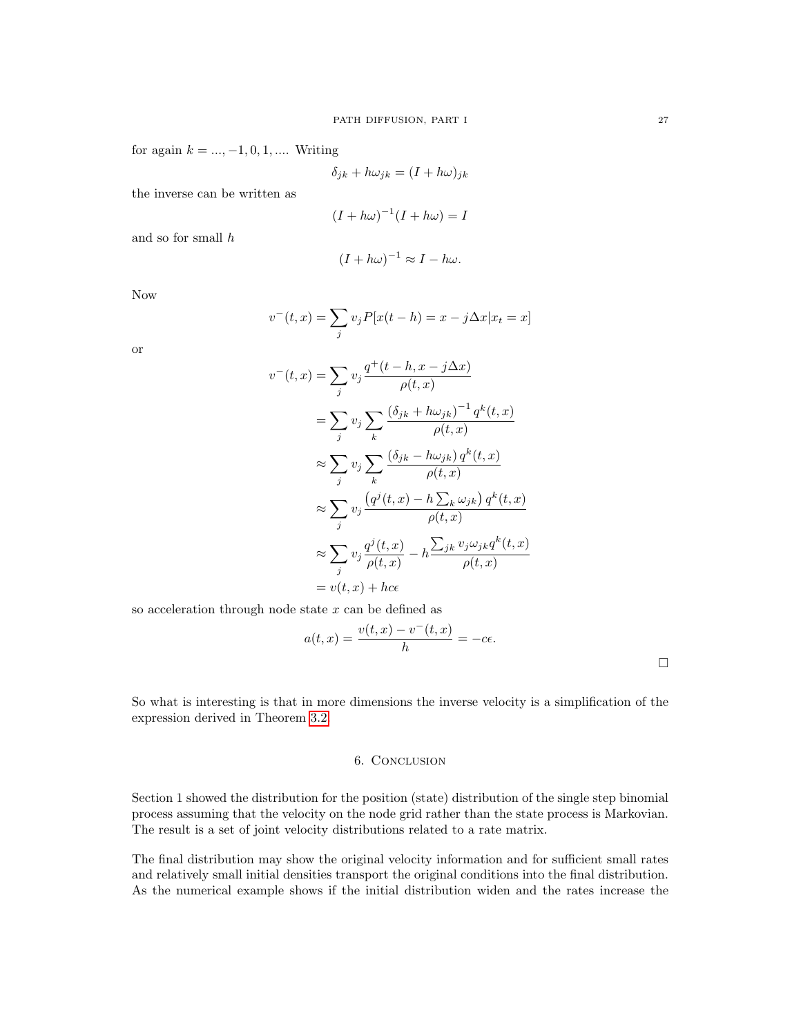for again $k = ..., -1, 0, 1, ....$ Writing

$$\delta_{jk} + h\omega_{jk} = (I + h\omega)_{jk}$$

the inverse can be written as

$$(I + h\omega)^{-1}(I + h\omega) = I$$

and so for small $h$

$$(I + h\omega)^{-1} \approx I - h\omega.$$

Now

$$v^{-}(t, x) = \sum_{j} v_j P[x(t-h) = x - j\Delta x | x_t = x]$$

or

$$\begin{aligned}
v^{-}(t, x) &= \sum_{j} v_j \frac{q^{+}(t-h, x - j\Delta x)}{\rho(t, x)} \\
&= \sum_{j} v_j \sum_{k} \frac{(\delta_{jk} + h\omega_{jk})^{-1} q^{k}(t, x)}{\rho(t, x)} \\
&\approx \sum_{j} v_j \sum_{k} \frac{(\delta_{jk} - h\omega_{jk})\, q^{k}(t, x)}{\rho(t, x)} \\
&\approx \sum_{j} v_j \frac{\left(q^{j}(t, x) - h \sum_{k} \omega_{jk}\right) q^{k}(t, x)}{\rho(t, x)} \\
&\approx \sum_{j} v_j \frac{q^{j}(t, x)}{\rho(t, x)} - h \frac{\sum_{jk} v_j \omega_{jk} q^{k}(t, x)}{\rho(t, x)} \\
&= v(t, x) + hc\epsilon
\end{aligned}$$

so acceleration through node state $x$ can be defined as

$$a(t, x) = \frac{v(t, x) - v^{-}(t, x)}{h} = -c\epsilon.$$

□

So what is interesting is that in more dimensions the inverse velocity is a simplification of the expression derived in Theorem 3.2.

## 6. Conclusion

Section 1 showed the distribution for the position (state) distribution of the single step binomial process assuming that the velocity on the node grid rather than the state process is Markovian. The result is a set of joint velocity distributions related to a rate matrix.

The final distribution may show the original velocity information and for sufficient small rates and relatively small initial densities transport the original conditions into the final distribution. As the numerical example shows if the initial distribution widen and the rates increase the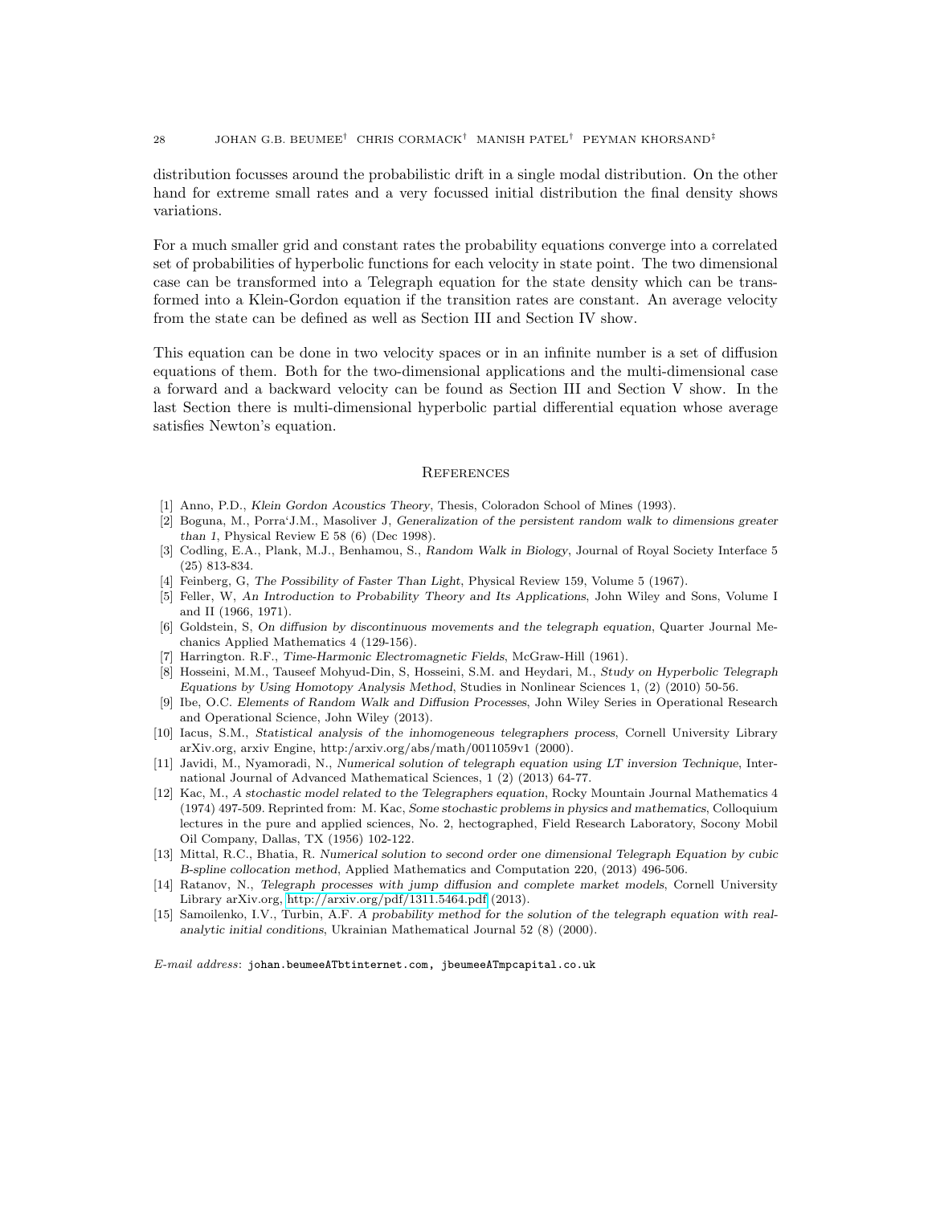distribution focusses around the probabilistic drift in a single modal distribution. On the other hand for extreme small rates and a very focussed initial distribution the final density shows variations.

For a much smaller grid and constant rates the probability equations converge into a correlated set of probabilities of hyperbolic functions for each velocity in state point. The two dimensional case can be transformed into a Telegraph equation for the state density which can be transformed into a Klein-Gordon equation if the transition rates are constant. An average velocity from the state can be defined as well as Section III and Section IV show.

This equation can be done in two velocity spaces or in an infinite number is a set of diffusion equations of them. Both for the two-dimensional applications and the multi-dimensional case a forward and a backward velocity can be found as Section III and Section V show. In the last Section there is multi-dimensional hyperbolic partial differential equation whose average satisfies Newton's equation.

## References

[1] Anno, P.D., *Klein Gordon Acoustics Theory*, Thesis, Coloradon School of Mines (1993).

[2] Boguna, M., Porra'J.M., Masoliver J, *Generalization of the persistent random walk to dimensions greater than 1*, Physical Review E 58 (6) (Dec 1998).

[3] Codling, E.A., Plank, M.J., Benhamou, S., *Random Walk in Biology*, Journal of Royal Society Interface 5 (25) 813-834.

[4] Feinberg, G, *The Possibility of Faster Than Light*, Physical Review 159, Volume 5 (1967).

[5] Feller, W, *An Introduction to Probability Theory and Its Applications*, John Wiley and Sons, Volume I and II (1966, 1971).

[6] Goldstein, S, *On diffusion by discontinuous movements and the telegraph equation*, Quarter Journal Mechanics Applied Mathematics 4 (129-156).

[7] Harrington. R.F., *Time-Harmonic Electromagnetic Fields*, McGraw-Hill (1961).

[8] Hosseini, M.M., Tauseef Mohyud-Din, S, Hosseini, S.M. and Heydari, M., *Study on Hyperbolic Telegraph Equations by Using Homotopy Analysis Method*, Studies in Nonlinear Sciences 1, (2) (2010) 50-56.

[9] Ibe, O.C. *Elements of Random Walk and Diffusion Processes*, John Wiley Series in Operational Research and Operational Science, John Wiley (2013).

[10] Iacus, S.M., *Statistical analysis of the inhomogeneous telegraphers process*, Cornell University Library arXiv.org, arxiv Engine, http:/arxiv.org/abs/math/0011059v1 (2000).

[11] Javidi, M., Nyamoradi, N., *Numerical solution of telegraph equation using LT inversion Technique*, International Journal of Advanced Mathematical Sciences, 1 (2) (2013) 64-77.

[12] Kac, M., *A stochastic model related to the Telegraphers equation*, Rocky Mountain Journal Mathematics 4 (1974) 497-509. Reprinted from: M. Kac, *Some stochastic problems in physics and mathematics*, Colloquium lectures in the pure and applied sciences, No. 2, hectographed, Field Research Laboratory, Socony Mobil Oil Company, Dallas, TX (1956) 102-122.

[13] Mittal, R.C., Bhatia, R. *Numerical solution to second order one dimensional Telegraph Equation by cubic B-spline collocation method*, Applied Mathematics and Computation 220, (2013) 496-506.

[14] Ratanov, N., *Telegraph processes with jump diffusion and complete market models*, Cornell University Library arXiv.org, http://arxiv.org/pdf/1311.5464.pdf (2013).

[15] Samoilenko, I.V., Turbin, A.F. *A probability method for the solution of the telegraph equation with real-analytic initial conditions*, Ukrainian Mathematical Journal 52 (8) (2000).

*E-mail address*: johan.beumeeATbtinternet.com, jbeumeeATmpcapital.co.uk